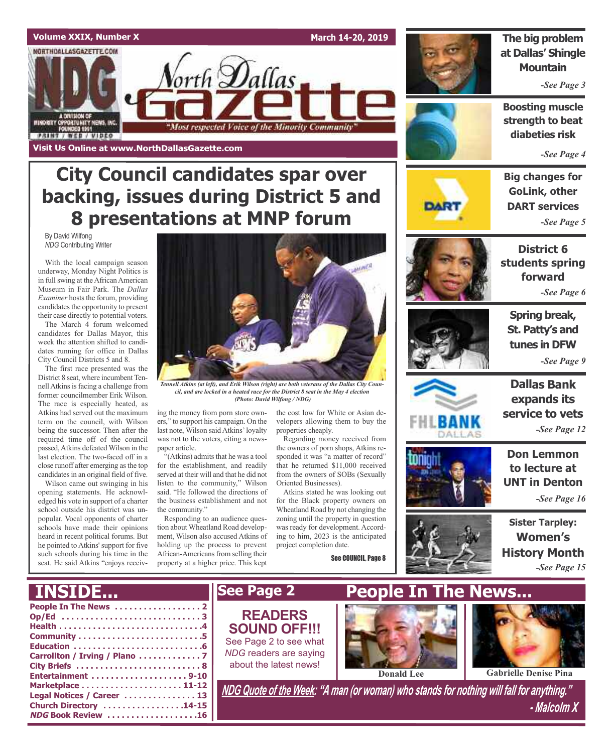Volume XXIX, Number X — March 14-20, 2019

# North Dallas Gazette

NORTHDALLASGAZETTE.COM

NDG — A DIVISION OF MINORITY OPPORTUNITY NEWS, INC. FOUNDED 1991 — PRINT / WEB / VIDEO

*"Most respected Voice of the Minority Community"*

**Visit Us Online at www.NorthDallasGazette.com**

## City Council candidates spar over backing, issues during District 5 and 8 presentations at MNP forum

By David Wilfong
*NDG* Contributing Writer

With the local campaign season underway, Monday Night Politics is in full swing at the African American Museum in Fair Park. The *Dallas Examiner* hosts the forum, providing candidates the opportunity to present their case directly to potential voters.

The March 4 forum welcomed candidates for Dallas Mayor, this week the attention shifted to candidates running for office in Dallas City Council Districts 5 and 8.

The first race presented was the District 8 seat, where incumbent Tennell Atkins is facing a challenge from former councilmember Erik Wilson. The race is especially heated, as Atkins had served out the maximum term on the council, with Wilson being the successor. Then after the required time off of the council passed, Atkins defeated Wilson in the last election. The two-faced off in a close runoff after emerging as the top candidates in an original field of five.

Wilson came out swinging in his opening statements. He acknowledged his vote in support of a charter school outside his district was unpopular. Vocal opponents of charter schools have made their opinions heard in recent political forums. But he pointed to Atkins' support for five such schools during his time in the seat. He said Atkins "enjoys receiving the money from porn store owners," to support his campaign. On the last note, Wilson said Atkins' loyalty was not to the voters, citing a newspaper article.

"(Atkins) admits that he was a tool for the establishment, and readily served at their will and that he did not listen to the community," Wilson said. "He followed the directions of the business establishment and not the community."

Responding to an audience question about Wheatland Road development, Wilson also accused Atkins of holding up the process to prevent African-Americans from selling their property at a higher price. This kept the cost low for White or Asian developers allowing them to buy the properties cheaply.

Regarding money received from the owners of porn shops, Atkins responded it was "a matter of record" that he returned $11,000 received from the owners of SOBs (Sexually Oriented Businesses).

Atkins stated he was looking out for the Black property owners on Wheatland Road by not changing the zoning until the property in question was ready for development. According to him, 2023 is the anticipated project completion date.

*Tennell Atkins (at left), and Erik Wilson (right) are both veterans of the Dallas City Council, and are locked in a heated race for the District 8 seat in the May 4 election (Photo: David Wilfong / NDG)*

**See COUNCIL, Page 8**

---

**The big problem at Dallas' Shingle Mountain** — *-See Page 3*

**Boosting muscle strength to beat diabeties risk** — *-See Page 4*

**Big changes for GoLink, other DART services** — *-See Page 5*

**District 6 students spring forward** — *-See Page 6*

**Spring break, St. Patty's and tunes in DFW** — *-See Page 9*

**Dallas Bank expands its service to vets** — *-See Page 12*

**Don Lemmon to lecture at UNT in Denton** — *-See Page 16*

**Sister Tarpley: Women's History Month** — *-See Page 15*

---

## INSIDE...

- People In The News .................. 2
- Op/Ed .................. 3
- Health .................. 4
- Community .................. 5
- Education .................. 6
- Carrollton / Irving / Plano .................. 7
- City Briefs .................. 8
- Entertainment .................. 9-10
- Marketplace .................. 11-12
- Legal Notices / Career .................. 13
- Church Directory .................. 14-15
- *NDG* Book Review .................. 16

## See Page 2

**READERS SOUND OFF!!!**

See Page 2 to see what *NDG* readers are saying about the latest news!

## People In The News...

Donald Lee

Gabrielle Denise Pina

***NDG Quote of the Week*: "A man (or woman) who stands for nothing will fall for anything." - Malcolm X**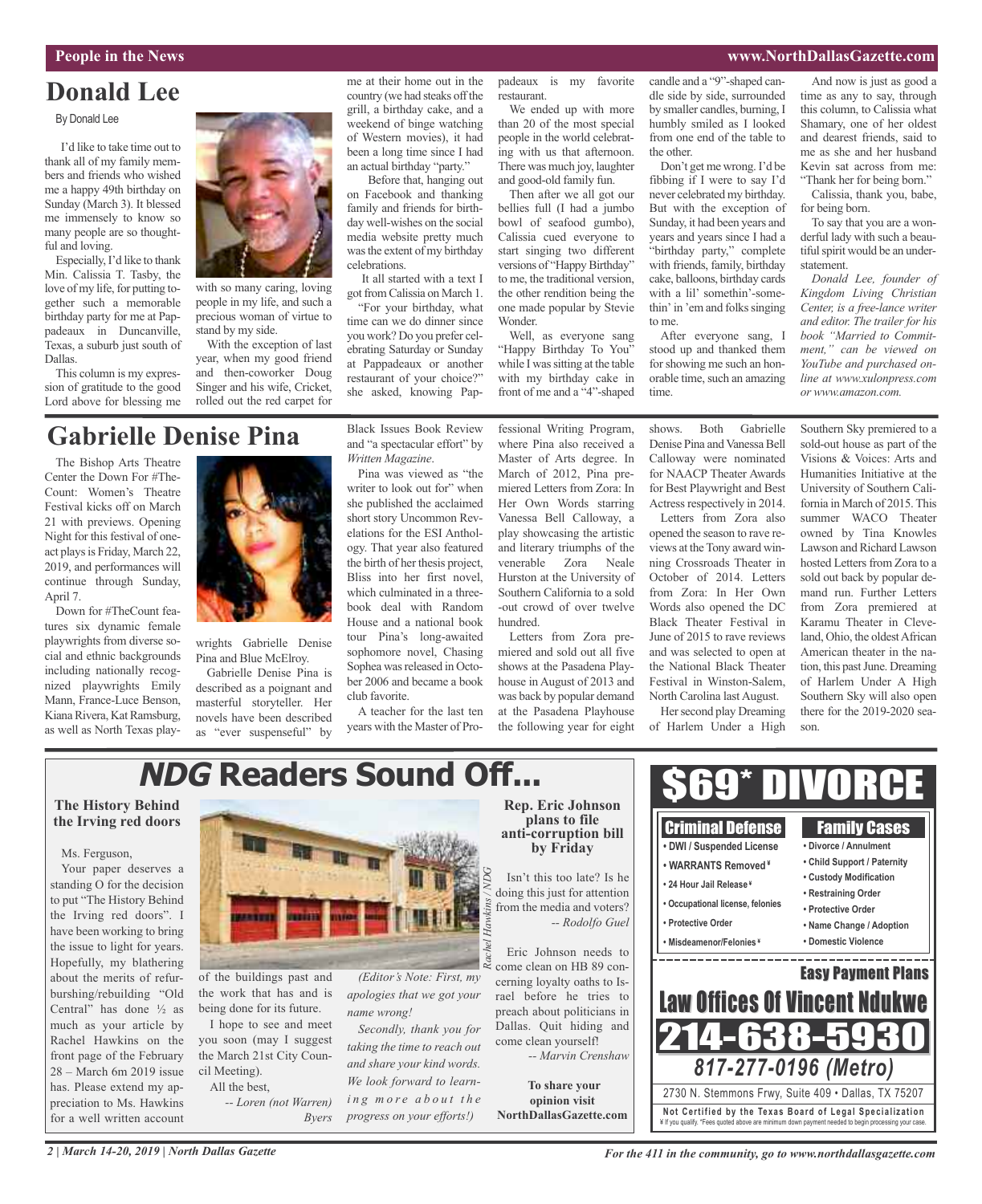People in the News

# Donald Lee

By Donald Lee

I'd like to take time out to thank all of my family members and friends who wished me a happy 49th birthday on Sunday (March 3). It blessed me immensely to know so many people are so thoughtful and loving.

Especially, I'd like to thank Min. Calissia T. Tasby, the love of my life, for putting together such a memorable birthday party for me at Pappadeaux in Duncanville, Texas, a suburb just south of Dallas.

This column is my expression of gratitude to the good Lord above for blessing me with so many caring, loving people in my life, and such a precious woman of virtue to stand by my side.

With the exception of last year, when my good friend and then-coworker Doug Singer and his wife, Cricket, rolled out the red carpet for me at their home out in the country (we had steaks off the grill, a birthday cake, and a weekend of binge watching of Western movies), it had been a long time since I had an actual birthday "party."

Before that, hanging out on Facebook and thanking family and friends for birthday well-wishes on the social media website pretty much was the extent of my birthday celebrations.

It all started with a text I got from Calissia on March 1.

"For your birthday, what time can we do dinner since you work? Do you prefer celebrating Saturday or Sunday at Pappadeaux or another restaurant of your choice?" she asked, knowing Pappadeaux is my favorite restaurant.

We ended up with more than 20 of the most special people in the world celebrating with us that afternoon. There was much joy, laughter and good-old family fun.

Then after we all got our bellies full (I had a jumbo bowl of seafood gumbo), Calissia cued everyone to start singing two different versions of "Happy Birthday" to me, the traditional version, the other rendition being the one made popular by Stevie Wonder.

Well, as everyone sang "Happy Birthday To You" while I was sitting at the table with my birthday cake in front of me and a "4"-shaped candle and a "9"-shaped candle side by side, surrounded by smaller candles, burning, I humbly smiled as I looked from one end of the table to the other.

Don't get me wrong. I'd be fibbing if I were to say I'd never celebrated my birthday. But with the exception of Sunday, it had been years and years and years since I had a "birthday party," complete with friends, family, birthday cake, balloons, birthday cards with a lil' somethin'-somethin' in 'em and folks singing to me.

After everyone sang, I stood up and thanked them for showing me such an honorable time, such an amazing time.

And now is just as good a time as any to say, through this column, to Calissia what Shamary, one of her oldest and dearest friends, said to me as she and her husband Kevin sat across from me: "Thank her for being born."

Calissia, thank you, babe, for being born.

To say that you are a wonderful lady with such a beautiful spirit would be an understatement.

*Donald Lee, founder of Kingdom Living Christian Center, is a free-lance writer and editor. The trailer for his book "Married to Commitment," can be viewed on YouTube and purchased online at www.xulonpress.com or www.amazon.com.*

# Gabrielle Denise Pina

The Bishop Arts Theatre Center the Down For #TheCount: Women's Theatre Festival kicks off on March 21 with previews. Opening Night for this festival of one-act plays is Friday, March 22, 2019, and performances will continue through Sunday, April 7.

Down for #TheCount features six dynamic female playwrights from diverse social and ethnic backgrounds including nationally recognized playwrights Emily Mann, France-Luce Benson, Kiana Rivera, Kat Ramsburg, as well as North Texas playwrights Gabrielle Denise Pina and Blue McElroy.

Gabrielle Denise Pina is described as a poignant and masterful storyteller. Her novels have been described as "ever suspenseful" by Black Issues Book Review and "a spectacular effort" by *Written Magazine*.

Pina was viewed as "the writer to look out for" when she published the acclaimed short story Uncommon Revelations for the ESI Anthology. That year also featured the birth of her thesis project, Bliss into her first novel, which culminated in a three-book deal with Random House and a national book tour Pina's long-awaited sophomore novel, Chasing Sophea was released in October 2006 and became a book club favorite.

A teacher for the last ten years with the Master of Professional Writing Program, where Pina also received a Master of Arts degree. In March of 2012, Pina premiered Letters from Zora: In Her Own Words starring Vanessa Bell Calloway, a play showcasing the artistic and literary triumphs of the venerable Zora Neale Hurston at the University of Southern California to a sold -out crowd of over twelve hundred.

Letters from Zora premiered and sold out all five shows at the Pasadena Playhouse in August of 2013 and was back by popular demand at the Pasadena Playhouse the following year for eight shows. Both Gabrielle Denise Pina and Vanessa Bell Calloway were nominated for NAACP Theater Awards for Best Playwright and Best Actress respectively in 2014.

Letters from Zora also opened the season to rave reviews at the Tony award winning Crossroads Theater in October of 2014. Letters from Zora: In Her Own Words also opened the DC Black Theater Festival in June of 2015 to rave reviews and was selected to open at the National Black Theater Festival in Winston-Salem, North Carolina last August.

Her second play Dreaming of Harlem Under a High Southern Sky premiered to a sold-out house as part of the Visions & Voices: Arts and Humanities Initiative at the University of Southern California in March of 2015. This summer WACO Theater owned by Tina Knowles Lawson and Richard Lawson hosted Letters from Zora to a sold out back by popular demand run. Further Letters from Zora premiered at Karamu Theater in Cleveland, Ohio, the oldest African American theater in the nation, this past June. Dreaming of Harlem Under A High Southern Sky will also open there for the 2019-2020 season.

# *NDG* Readers Sound Off...

### The History Behind the Irving red doors

Ms. Ferguson,

Your paper deserves a standing O for the decision to put "The History Behind the Irving red doors". I have been working to bring the issue to light for years. Hopefully, my blathering about the merits of refurbishing/rebuilding "Old Central" has done ½ as much as your article by Rachel Hawkins on the front page of the February 28 – March 6m 2019 issue has. Please extend my appreciation to Ms. Hawkins for a well written account of the buildings past and the work that has and is being done for its future.

I hope to see and meet you soon (may I suggest the March 21st City Council Meeting).

All the best,

*-- Loren (not Warren) Byers*

Rachel Hawkins / NDG

*(Editor's Note: First, my apologies that we got your name wrong!*

*Secondly, thank you for taking the time to reach out and share your kind words. We look forward to learning more about the progress on your efforts!)*

### Rep. Eric Johnson plans to file anti-corruption bill by Friday

Isn't this too late? Is he doing this just for attention from the media and voters?

*-- Rodolfo Guel*

Eric Johnson needs to come clean on HB 89 concerning loyalty oaths to Israel before he tries to preach about politicians in Dallas. Quit hiding and come clean yourself!

*-- Marvin Crenshaw*

**To share your opinion visit NorthDallasGazette.com**

## $69* DIVORCE

**Criminal Defense**
- DWI / Suspended License
- WARRANTS Removed¥
- 24 Hour Jail Release¥
- Occupational license, felonies
- Protective Order
- Misdeamenor/Felonies¥

**Family Cases**
- Divorce / Annulment
- Child Support / Paternity
- Custody Modification
- Restraining Order
- Protective Order
- Name Change / Adoption
- Domestic Violence

**Easy Payment Plans**

**Law Offices Of Vincent Ndukwe**

**214-638-5930**

*817-277-0196 (Metro)*

2730 N. Stemmons Frwy, Suite 409 • Dallas, TX 75207

**Not Certified by the Texas Board of Legal Specialization**

¥ If you qualify. *Fees quoted above are minimum down payment needed to begin processing your case.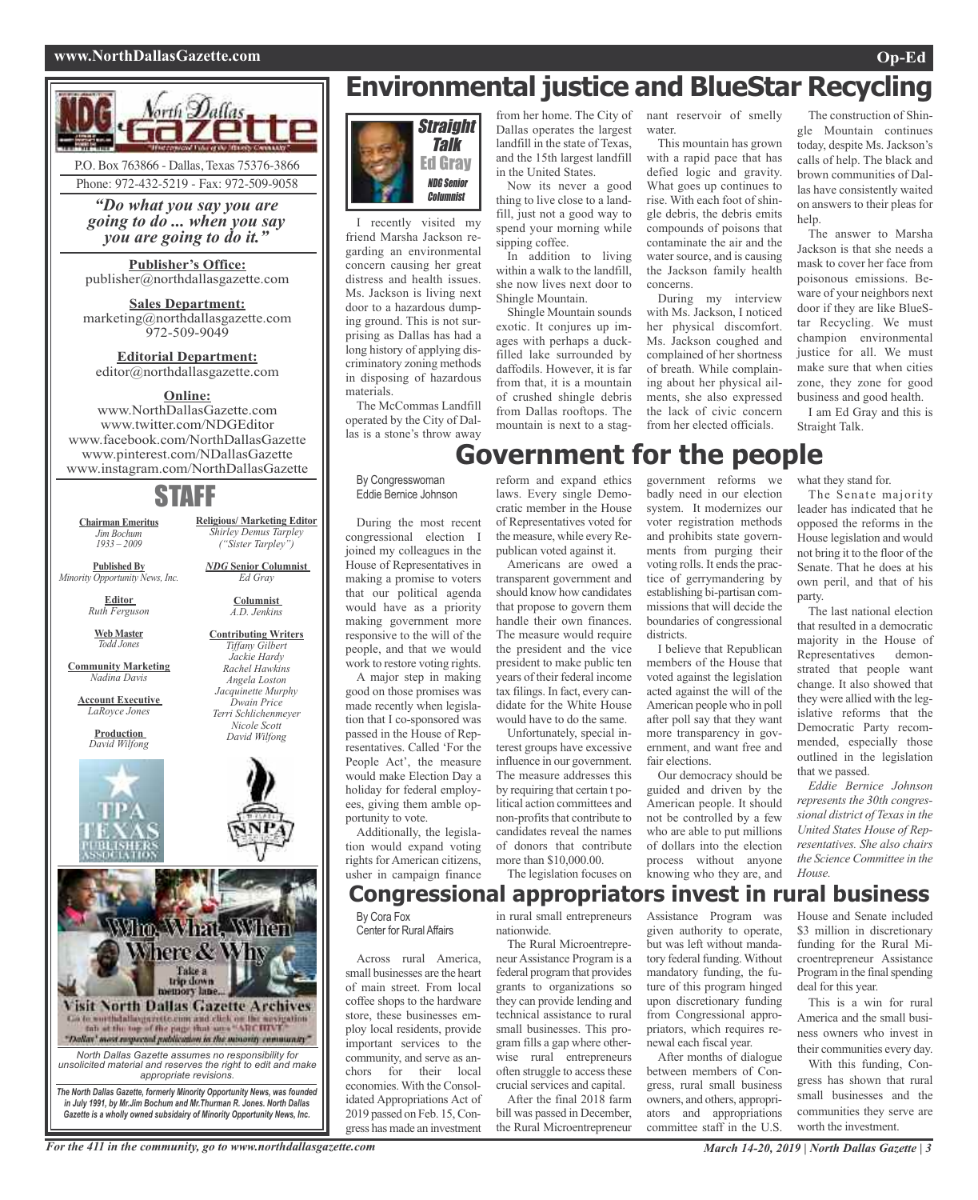North Dallas Gazette

P.O. Box 763866 - Dallas, Texas 75376-3866
Phone: 972-432-5219 - Fax: 972-509-9058

*"Do what you say you are going to do ... when you say you are going to do it."*

**Publisher's Office:**
publisher@northdallasgazette.com

**Sales Department:**
marketing@northdallasgazette.com
972-509-9049

**Editorial Department:**
editor@northdallasgazette.com

**Online:**
www.NorthDallasGazette.com
www.twitter.com/NDGEditor
www.facebook.com/NorthDallasGazette
www.pinterest.com/NDallasGazette
www.instagram.com/NorthDallasGazette

## STAFF

**Chairman Emeritus**
*Jim Bochum*
*1933 – 2009*

**Published By**
*Minority Opportunity News, Inc.*

**Editor**
*Ruth Ferguson*

**Web Master**
*Todd Jones*

**Community Marketing**
*Nadina Davis*

**Account Executive**
*LaRoyce Jones*

**Production**
*David Wilfong*

**Religious/ Marketing Editor**
*Shirley Demus Tarpley ("Sister Tarpley")*

***NDG* Senior Columnist**
*Ed Gray*

**Columnist**
*A.D. Jenkins*

**Contributing Writers**
*Tiffany Gilbert*
*Jackie Hardy*
*Rachel Hawkins*
*Angela Loston*
*Jacquinette Murphy*
*Dwain Price*
*Terri Schlichenmeyer*
*Nicole Scott*
*David Wilfong*

Who, What, When, Where & Why
Take a trip down memory lane...
Visit North Dallas Gazette Archives
Go to northdallasgazette.com and click on the navigation tab at the top of the page that says "ARCHIVE"
"Dallas' most respected publication in the minority community"

*North Dallas Gazette assumes no responsibility for unsolicited material and reserves the right to edit and make appropriate revisions.*

***The North Dallas Gazette, formerly Minority Opportunity News, was founded in July 1991, by Mr.Jim Bochum and Mr.Thurman R. Jones. North Dallas Gazette is a wholly owned subsidairy of Minority Opportunity News, Inc.***

# Environmental justice and BlueStar Recycling

Straight Talk
Ed Gray
*NDG Senior Columnist*

I recently visited my friend Marsha Jackson regarding an environmental concern causing her great distress and health issues. Ms. Jackson is living next door to a hazardous dumping ground. This is not surprising as Dallas has had a long history of applying discriminatory zoning methods in disposing of hazardous materials.

The McCommas Landfill operated by the City of Dallas is a stone's throw away from her home. The City of Dallas operates the largest landfill in the state of Texas, and the 15th largest landfill in the United States.

Now its never a good thing to live close to a landfill, just not a good way to spend your morning while sipping coffee.

In addition to living within a walk to the landfill, she now lives next door to Shingle Mountain.

Shingle Mountain sounds exotic. It conjures up images with perhaps a duck-filled lake surrounded by daffodils. However, it is far from that, it is a mountain of crushed shingle debris from Dallas rooftops. The mountain is next to a stagnant reservoir of smelly water.

This mountain has grown with a rapid pace that has defied logic and gravity. What goes up continues to rise. With each foot of shingle debris, the debris emits compounds of poisons that contaminate the air and the water source, and is causing the Jackson family health concerns.

During my interview with Ms. Jackson, I noticed her physical discomfort. Ms. Jackson coughed and complained of her shortness of breath. While complaining about her physical ailments, she also expressed the lack of civic concern from her elected officials.

The construction of Shingle Mountain continues today, despite Ms. Jackson's calls of help. The black and brown communities of Dallas have consistently waited on answers to their pleas for help.

The answer to Marsha Jackson is that she needs a mask to cover her face from poisonous emissions. Beware of your neighbors next door if they are like BlueStar Recycling. We must champion environmental justice for all. We must make sure that when cities zone, they zone for good business and good health.

I am Ed Gray and this is Straight Talk.

# Government for the people

By Congresswoman Eddie Bernice Johnson

During the most recent congressional election I joined my colleagues in the House of Representatives in making a promise to voters that our political agenda would have as a priority making government more responsive to the will of the people, and that we would work to restore voting rights.

A major step in making good on those promises was made recently when legislation that I co-sponsored was passed in the House of Representatives. Called 'For the People Act', the measure would make Election Day a holiday for federal employees, giving them amble opportunity to vote.

Additionally, the legislation would expand voting rights for American citizens, usher in campaign finance reform and expand ethics laws. Every single Democratic member in the House of Representatives voted for the measure, while every Republican voted against it.

Americans are owed a transparent government and should know how candidates that propose to govern them handle their own finances. The measure would require the president and the vice president to make public ten years of their federal income tax filings. In fact, every candidate for the White House would have to do the same.

Unfortunately, special interest groups have excessive influence in our government. The measure addresses this by requiring that certain t political action committees and non-profits that contribute to candidates reveal the names of donors that contribute more than $10,000.00.

The legislation focuses on government reforms we badly need in our election system. It modernizes our voter registration methods and prohibits state governments from purging their voting rolls. It ends the practice of gerrymandering by establishing bi-partisan commissions that will decide the boundaries of congressional districts.

I believe that Republican members of the House that voted against the legislation acted against the will of the American people who in poll after poll say that they want more transparency in government, and want free and fair elections.

Our democracy should be guided and driven by the American people. It should not be controlled by a few who are able to put millions of dollars into the election process without anyone knowing who they are, and what they stand for.

The Senate majority leader has indicated that he opposed the reforms in the House legislation and would not bring it to the floor of the Senate. That he does at his own peril, and that of his party.

The last national election that resulted in a democratic majority in the House of Representatives demonstrated that people want change. It also showed that they were allied with the legislative reforms that the Democratic Party recommended, especially those outlined in the legislation that we passed.

*Eddie Bernice Johnson represents the 30th congressional district of Texas in the United States House of Representatives. She also chairs the Science Committee in the House.*

# Congressional appropriators invest in rural business

By Cora Fox
Center for Rural Affairs

Across rural America, small businesses are the heart of main street. From local coffee shops to the hardware store, these businesses employ local residents, provide important services to the community, and serve as anchors for their local economies. With the Consolidated Appropriations Act of 2019 passed on Feb. 15, Congress has made an investment in rural small entrepreneurs nationwide.

The Rural Microentrepreneur Assistance Program is a federal program that provides grants to organizations so they can provide lending and technical assistance to rural small businesses. This program fills a gap where otherwise rural entrepreneurs often struggle to access these crucial services and capital.

After the final 2018 farm bill was passed in December, the Rural Microentrepreneur Assistance Program was given authority to operate, but was left without mandatory federal funding. Without mandatory funding, the future of this program hinged upon discretionary funding from Congressional appropriators, which requires renewal each fiscal year.

After months of dialogue between members of Congress, rural small business owners, and others, appropriators and appropriations committee staff in the U.S. House and Senate included $3 million in discretionary funding for the Rural Microentrepreneur Assistance Program in the final spending deal for this year.

This is a win for rural America and the small business owners who invest in their communities every day.

With this funding, Congress has shown that rural small businesses and the communities they serve are worth the investment.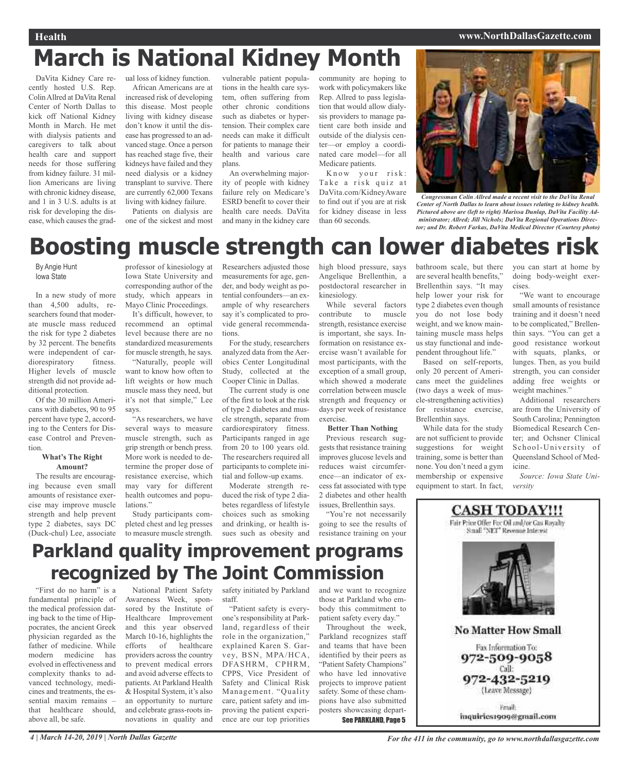# March is National Kidney Month

DaVita Kidney Care recently hosted U.S. Rep. Colin Allred at DaVita Renal Center of North Dallas to kick off National Kidney Month in March. He met with dialysis patients and caregivers to talk about health care and support needs for those suffering from kidney failure. 31 million Americans are living with chronic kidney disease, and 1 in 3 U.S. adults is at risk for developing the disease, which causes the gradual loss of kidney function.

African Americans are at increased risk of developing this disease. Most people living with kidney disease don't know it until the disease has progressed to an advanced stage. Once a person has reached stage five, their kidneys have failed and they need dialysis or a kidney transplant to survive. There are currently 62,000 Texans living with kidney failure.

Patients on dialysis are one of the sickest and most vulnerable patient populations in the health care system, often suffering from other chronic conditions such as diabetes or hypertension. Their complex care needs can make it difficult for patients to manage their health and various care plans.

An overwhelming majority of people with kidney failure rely on Medicare's ESRD benefit to cover their health care needs. DaVita and many in the kidney care community are hoping to work with policymakers like Rep. Allred to pass legislation that would allow dialysis providers to manage patient care both inside and outside of the dialysis center—or employ a coordinated care model—for all Medicare patients.

Know your risk: Take a risk quiz at DaVita.com/KidneyAware to find out if you are at risk for kidney disease in less than 60 seconds.

*Congressman Colin Allred made a recent visit to the DaVita Renal Center of North Dallas to learn about issues relating to kidney health. Pictured above are (left to right) Marissa Dunlap, DaVita Facility Administrator; Allred; Jill Nichols; DaVita Regional Operations Director; and Dr. Robert Farkas, DaVita Medical Director (Courtesy photo)*

# Boosting muscle strength can lower diabetes risk

By Angie Hunt
Iowa State

In a new study of more than 4,500 adults, researchers found that moderate muscle mass reduced the risk for type 2 diabetes by 32 percent. The benefits were independent of cardiorespiratory fitness. Higher levels of muscle strength did not provide additional protection.

Of the 30 million Americans with diabetes, 90 to 95 percent have type 2, according to the Centers for Disease Control and Prevention.

**What's The Right Amount?**

The results are encouraging because even small amounts of resistance exercise may improve muscle strength and help prevent type 2 diabetes, says DC (Duck-chul) Lee, associate professor of kinesiology at Iowa State University and corresponding author of the study, which appears in Mayo Clinic Proceedings.

It's difficult, however, to recommend an optimal level because there are no standardized measurements for muscle strength, he says.

"Naturally, people will want to know how often to lift weights or how much muscle mass they need, but it's not that simple," Lee says.

"As researchers, we have several ways to measure muscle strength, such as grip strength or bench press. More work is needed to determine the proper dose of resistance exercise, which may vary for different health outcomes and populations."

Study participants completed chest and leg presses to measure muscle strength. Researchers adjusted those measurements for age, gender, and body weight as potential confounders—an example of why researchers say it's complicated to provide general recommendations.

For the study, researchers analyzed data from the Aerobics Center Longitudinal Study, collected at the Cooper Clinic in Dallas.

The current study is one of the first to look at the risk of type 2 diabetes and muscle strength, separate from cardiorespiratory fitness. Participants ranged in age from 20 to 100 years old. The researchers required all participants to complete initial and follow-up exams.

Moderate strength reduced the risk of type 2 diabetes regardless of lifestyle choices such as smoking and drinking, or health issues such as obesity and high blood pressure, says Angelique Brellenthin, a postdoctoral researcher in kinesiology.

While several factors contribute to muscle strength, resistance exercise is important, she says. Information on resistance exercise wasn't available for most participants, with the exception of a small group, which showed a moderate correlation between muscle strength and frequency or days per week of resistance exercise.

**Better Than Nothing**

Previous research suggests that resistance training improves glucose levels and reduces waist circumference—an indicator of excess fat associated with type 2 diabetes and other health issues, Brellenthin says.

"You're not necessarily going to see the results of resistance training on your bathroom scale, but there are several health benefits," Brellenthin says. "It may help lower your risk for type 2 diabetes even though you do not lose body weight, and we know maintaining muscle mass helps us stay functional and independent throughout life."

Based on self-reports, only 20 percent of Americans meet the guidelines (two days a week of muscle-strengthening activities) for resistance exercise, Brellenthin says.

While data for the study are not sufficient to provide suggestions for weight training, some is better than none. You don't need a gym membership or expensive equipment to start. In fact, you can start at home by doing body-weight exercises.

"We want to encourage small amounts of resistance training and it doesn't need to be complicated," Brellenthin says. "You can get a good resistance workout with squats, planks, or lunges. Then, as you build strength, you can consider adding free weights or weight machines."

Additional researchers are from the University of South Carolina; Pennington Biomedical Research Center; and Ochsner Clinical School-University of Queensland School of Medicine.

*Source: Iowa State University*

**CASH TODAY!!!**
Fair Price Offer For Oil and/or Gas Royalty
Small "NET" Revenue Interest

**No Matter How Small**

Fax Information To:
972-509-9058
Call:
972-432-5219
(Leave Message)

Email:
inquiries1909@gmail.com

# Parkland quality improvement programs recognized by The Joint Commission

"First do no harm" is a fundamental principle of the medical profession dating back to the time of Hippocrates, the ancient Greek physician regarded as the father of medicine. While modern medicine has evolved in effectiveness and complexity thanks to advanced technology, medicines and treatments, the essential maxim remains – that healthcare should, above all, be safe.

National Patient Safety Awareness Week, sponsored by the Institute of Healthcare Improvement and this year observed March 10-16, highlights the efforts of healthcare providers across the country to prevent medical errors and avoid adverse effects to patients. At Parkland Health & Hospital System, it's also an opportunity to nurture and celebrate grass-roots innovations in quality and safety initiated by Parkland staff.

"Patient safety is everyone's responsibility at Parkland, regardless of their role in the organization," explained Karen S. Garvey, BSN, MPA/HCA, DFASHRM, CPHRM, CPPS, Vice President of Safety and Clinical Risk Management. "Quality care, patient safety and improving the patient experience are our top priorities and we want to recognize those at Parkland who embody this commitment to patient safety every day."

Throughout the week, Parkland recognizes staff and teams that have been identified by their peers as "Patient Safety Champions" who have led innovative projects to improve patient safety. Some of these champions have also submitted posters showcasing depart-

See PARKLAND, Page 5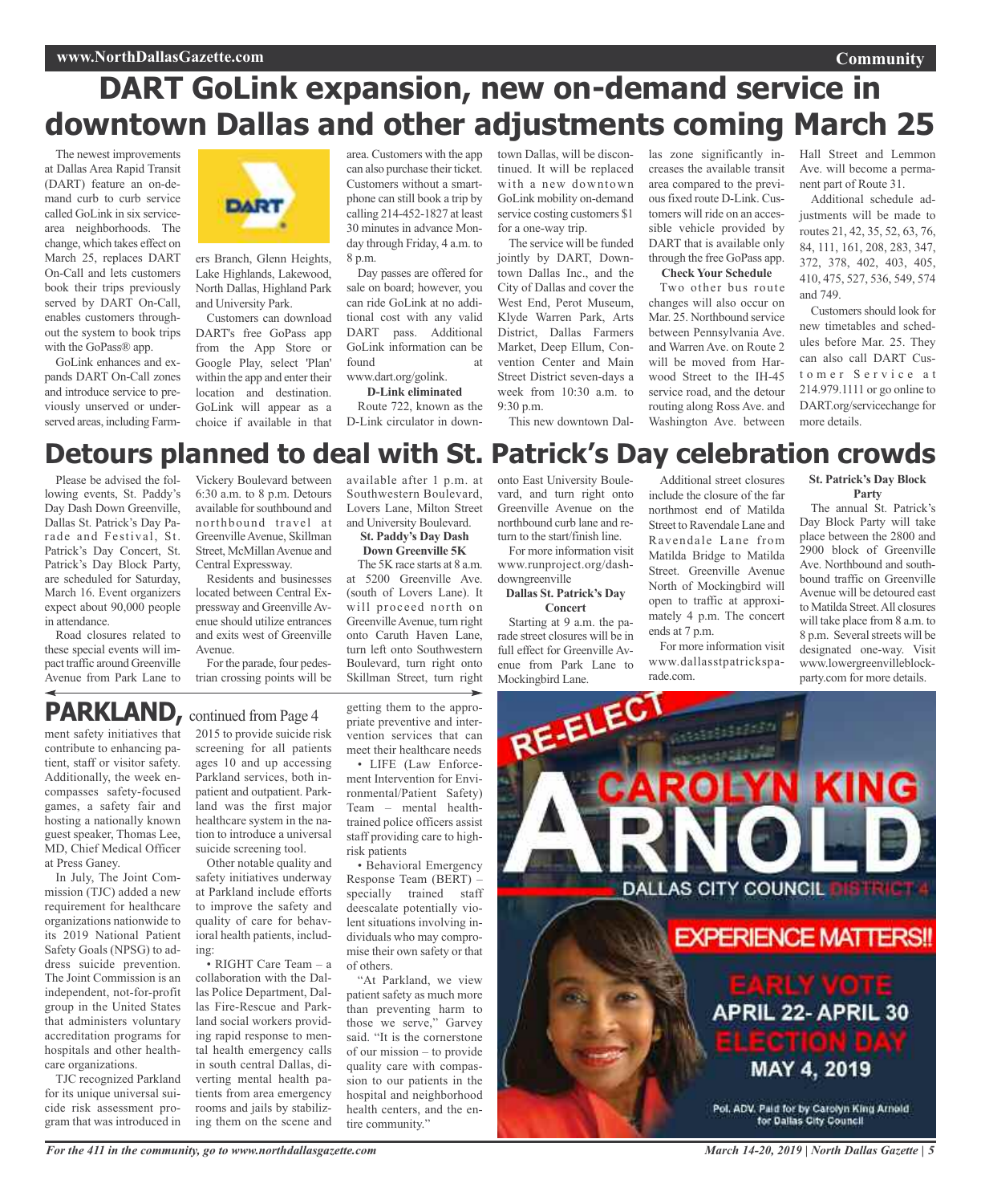# DART GoLink expansion, new on-demand service in downtown Dallas and other adjustments coming March 25

The newest improvements at Dallas Area Rapid Transit (DART) feature an on-demand curb to curb service called GoLink in six service-area neighborhoods. The change, which takes effect on March 25, replaces DART On-Call and lets customers book their trips previously served by DART On-Call, enables customers throughout the system to book trips with the GoPass® app.

GoLink enhances and expands DART On-Call zones and introduce service to previously unserved or underserved areas, including Farmers Branch, Glenn Heights, Lake Highlands, Lakewood, North Dallas, Highland Park and University Park.

Customers can download DART's free GoPass app from the App Store or Google Play, select 'Plan' within the app and enter their location and destination. GoLink will appear as a choice if available in that area. Customers with the app can also purchase their ticket. Customers without a smartphone can still book a trip by calling 214-452-1827 at least 30 minutes in advance Monday through Friday, 4 a.m. to 8 p.m.

Day passes are offered for sale on board; however, you can ride GoLink at no additional cost with any valid DART pass. Additional GoLink information can be found at www.dart.org/golink.

**D-Link eliminated**

Route 722, known as the D-Link circulator in downtown Dallas, will be discontinued. It will be replaced with a new downtown GoLink mobility on-demand service costing customers $1 for a one-way trip.

The service will be funded jointly by DART, Downtown Dallas Inc., and the City of Dallas and cover the West End, Perot Museum, Klyde Warren Park, Arts District, Dallas Farmers Market, Deep Ellum, Convention Center and Main Street District seven-days a week from 10:30 a.m. to 9:30 p.m.

This new downtown Dallas zone significantly increases the available transit area compared to the previous fixed route D-Link. Customers will ride on an accessible vehicle provided by DART that is available only through the free GoPass app.

**Check Your Schedule**

Two other bus route changes will also occur on Mar. 25. Northbound service between Pennsylvania Ave. and Warren Ave. on Route 2 will be moved from Harwood Street to the IH-45 service road, and the detour routing along Ross Ave. and Washington Ave. between Hall Street and Lemmon Ave. will become a permanent part of Route 31.

Additional schedule adjustments will be made to routes 21, 42, 35, 52, 63, 76, 84, 111, 161, 208, 283, 347, 372, 378, 402, 403, 405, 410, 475, 527, 536, 549, 574 and 749.

Customers should look for new timetables and schedules before Mar. 25. They can also call DART Customer Service at 214.979.1111 or go online to DART.org/servicechange for more details.

# Detours planned to deal with St. Patrick's Day celebration crowds

Please be advised the following events, St. Paddy's Day Dash Down Greenville, Dallas St. Patrick's Day Parade and Festival, St. Patrick's Day Concert, St. Patrick's Day Block Party, are scheduled for Saturday, March 16. Event organizers expect about 90,000 people in attendance.

Road closures related to these special events will impact traffic around Greenville Avenue from Park Lane to Vickery Boulevard between 6:30 a.m. to 8 p.m. Detours available for southbound and northbound travel at Greenville Avenue, Skillman Street, McMillan Avenue and Central Expressway.

Residents and businesses located between Central Expressway and Greenville Avenue should utilize entrances and exits west of Greenville Avenue.

For the parade, four pedestrian crossing points will be available after 1 p.m. at Southwestern Boulevard, Lovers Lane, Milton Street and University Boulevard.

**St. Paddy's Day Dash Down Greenville 5K**

The 5K race starts at 8 a.m. at 5200 Greenville Ave. (south of Lovers Lane). It will proceed north on Greenville Avenue, turn right onto Caruth Haven Lane, turn left onto Southwestern Boulevard, turn right onto Skillman Street, turn right onto East University Boulevard, and turn right onto Greenville Avenue on the northbound curb lane and return to the start/finish line.

For more information visit www.runproject.org/dash-downgreenville

**Dallas St. Patrick's Day Concert**

Starting at 9 a.m. the parade street closures will be in full effect for Greenville Avenue from Park Lane to Mockingbird Lane.

Additional street closures include the closure of the far northmost end of Matilda Street to Ravendale Lane and Ravendale Lane from Matilda Bridge to Matilda Street. Greenville Avenue North of Mockingbird will open to traffic at approximately 4 p.m. The concert ends at 7 p.m.

For more information visit www.dallasstpatricksparade.com.

**St. Patrick's Day Block Party**

The annual St. Patrick's Day Block Party will take place between the 2800 and 2900 block of Greenville Ave. Northbound and southbound traffic on Greenville Avenue will be detoured east to Matilda Street. All closures will take place from 8 a.m. to 8 p.m. Several streets will be designated one-way. Visit www.lowergreenvilleblockparty.com for more details.

## PARKLAND, continued from Page 4

ment safety initiatives that contribute to enhancing patient, staff or visitor safety. Additionally, the week encompasses safety-focused games, a safety fair and hosting a nationally known guest speaker, Thomas Lee, MD, Chief Medical Officer at Press Ganey.

In July, The Joint Commission (TJC) added a new requirement for healthcare organizations nationwide to its 2019 National Patient Safety Goals (NPSG) to address suicide prevention. The Joint Commission is an independent, not-for-profit group in the United States that administers voluntary accreditation programs for hospitals and other healthcare organizations.

TJC recognized Parkland for its unique universal suicide risk assessment program that was introduced in 2015 to provide suicide risk screening for all patients ages 10 and up accessing Parkland services, both inpatient and outpatient. Parkland was the first major healthcare system in the nation to introduce a universal suicide screening tool.

Other notable quality and safety initiatives underway at Parkland include efforts to improve the safety and quality of care for behavioral health patients, including:

- RIGHT Care Team – a collaboration with the Dallas Police Department, Dallas Fire-Rescue and Parkland social workers providing rapid response to mental health emergency calls in south central Dallas, diverting mental health patients from area emergency rooms and jails by stabilizing them on the scene and getting them to the appropriate preventive and intervention services that can meet their healthcare needs
- LIFE (Law Enforcement Intervention for Environmental/Patient Safety) Team – mental health-trained police officers assist staff providing care to high-risk patients
- Behavioral Emergency Response Team (BERT) – specially trained staff deescalate potentially violent situations involving individuals who may compromise their own safety or that of others.

"At Parkland, we view patient safety as much more than preventing harm to those we serve," Garvey said. "It is the cornerstone of our mission – to provide quality care with compassion to our patients in the hospital and neighborhood health centers, and the entire community."

RE-ELECT CAROLYN KING ARNOLD

DALLAS CITY COUNCIL DISTRICT 4

EXPERIENCE MATTERS!!

EARLY VOTE APRIL 22- APRIL 30

ELECTION DAY MAY 4, 2019

Pol. ADV. Paid for by Carolyn King Arnold for Dallas City Council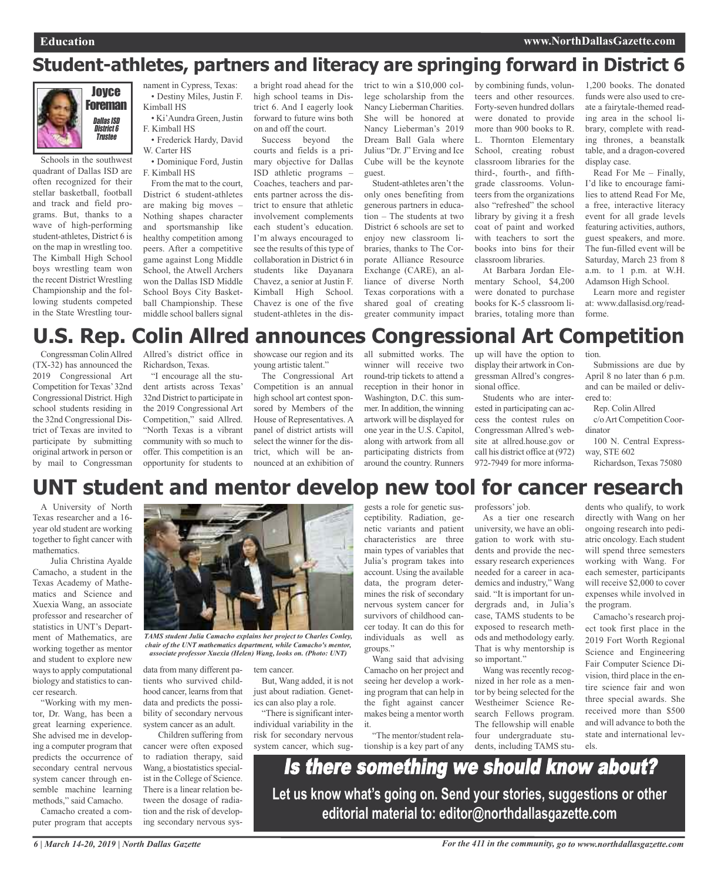# Student-athletes, partners and literacy are springing forward in District 6

**Joyce Foreman**
*Dallas ISD District 6 Trustee*

Schools in the southwest quadrant of Dallas ISD are often recognized for their stellar basketball, football and track and field programs. But, thanks to a wave of high-performing student-athletes, District 6 is on the map in wrestling too. The Kimball High School boys wrestling team won the recent District Wrestling Championship and the following students competed in the State Wrestling tournament in Cypress, Texas:

- Destiny Miles, Justin F. Kimball HS
- Ki'Aundra Green, Justin F. Kimball HS
- Frederick Hardy, David W. Carter HS
- Dominique Ford, Justin F. Kimball HS

From the mat to the court, District 6 student-athletes are making big moves – Nothing shapes character and sportsmanship like healthy competition among peers. After a competitive game against Long Middle School, the Atwell Archers won the Dallas ISD Middle School Boys City Basketball Championship. These middle school ballers signal a bright road ahead for the high school teams in District 6. And I eagerly look forward to future wins both on and off the court.

Success beyond the courts and fields is a primary objective for Dallas ISD athletic programs – Coaches, teachers and parents partner across the district to ensure that athletic involvement complements each student's education. I'm always encouraged to see the results of this type of collaboration in District 6 in students like Dayanara Chavez, a senior at Justin F. Kimball High School. Chavez is one of the five student-athletes in the district to win a $10,000 college scholarship from the Nancy Lieberman Charities. She will be honored at Nancy Lieberman's 2019 Dream Ball Gala where Julius "Dr. J" Erving and Ice Cube will be the keynote guest.

Student-athletes aren't the only ones benefiting from generous partners in education – The students at two District 6 schools are set to enjoy new classroom libraries, thanks to The Corporate Alliance Resource Exchange (CARE), an alliance of diverse North Texas corporations with a shared goal of creating greater community impact by combining funds, volunteers and other resources. Forty-seven hundred dollars were donated to provide more than 900 books to R. L. Thornton Elementary School, creating robust classroom libraries for the third-, fourth-, and fifth-grade classrooms. Volunteers from the organizations also "refreshed" the school library by giving it a fresh coat of paint and worked with teachers to sort the books into bins for their classroom libraries.

At Barbara Jordan Elementary School, $4,200 were donated to purchase books for K-5 classroom libraries, totaling more than 1,200 books. The donated funds were also used to create a fairytale-themed reading area in the school library, complete with reading thrones, a beanstalk table, and a dragon-covered display case.

Read For Me – Finally, I'd like to encourage families to attend Read For Me, a free, interactive literacy event for all grade levels featuring activities, authors, guest speakers, and more. The fun-filled event will be Saturday, March 23 from 8 a.m. to 1 p.m. at W.H. Adamson High School.

Learn more and register at: www.dallasisd.org/readforme.

# U.S. Rep. Colin Allred announces Congressional Art Competition

Congressman Colin Allred (TX-32) has announced the 2019 Congressional Art Competition for Texas' 32nd Congressional District. High school students residing in the 32nd Congressional District of Texas are invited to participate by submitting original artwork in person or by mail to Congressman Allred's district office in Richardson, Texas.

"I encourage all the student artists across Texas' 32nd District to participate in the 2019 Congressional Art Competition," said Allred. "North Texas is a vibrant community with so much to offer. This competition is an opportunity for students to showcase our region and its young artistic talent."

The Congressional Art Competition is an annual high school art contest sponsored by Members of the House of Representatives. A panel of district artists will select the winner for the district, which will be announced at an exhibition of all submitted works. The winner will receive two round-trip tickets to attend a reception in their honor in Washington, D.C. this summer. In addition, the winning artwork will be displayed for one year in the U.S. Capitol, along with artwork from all participating districts from around the country. Runners up will have the option to display their artwork in Congressman Allred's congressional office.

Students who are interested in participating can access the contest rules on Congressman Allred's website at allred.house.gov or call his district office at (972) 972-7949 for more information.

Submissions are due by April 8 no later than 6 p.m. and can be mailed or delivered to:

Rep. Colin Allred
c/o Art Competition Coordinator
100 N. Central Expressway, STE 602
Richardson, Texas 75080

# UNT student and mentor develop new tool for cancer research

A University of North Texas researcher and a 16-year old student are working together to fight cancer with mathematics.

Julia Christina Ayalde Camacho, a student in the Texas Academy of Mathematics and Science and Xuexia Wang, an associate professor and researcher of statistics in UNT's Department of Mathematics, are working together as mentor and student to explore new ways to apply computational biology and statistics to cancer research.

*TAMS student Julia Camacho explains her project to Charles Conley, chair of the UNT mathematics department, while Camacho's mentor, associate professor Xuexia (Helen) Wang, looks on. (Photo: UNT)*

"Working with my mentor, Dr. Wang, has been a great learning experience. She advised me in developing a computer program that predicts the occurrence of secondary central nervous system cancer through ensemble machine learning methods," said Camacho.

Camacho created a computer program that accepts data from many different patients who survived childhood cancer, learns from that data and predicts the possibility of secondary nervous system cancer as an adult.

Children suffering from cancer were often exposed to radiation therapy, said Wang, a biostatistics specialist in the College of Science. There is a linear relation between the dosage of radiation and the risk of developing secondary nervous system cancer.

But, Wang added, it is not just about radiation. Genetics can also play a role.

"There is significant inter-individual variability in the risk for secondary nervous system cancer, which suggests a role for genetic susceptibility. Radiation, genetic variants and patient characteristics are three main types of variables that Julia's program takes into account. Using the available data, the program determines the risk of secondary nervous system cancer for survivors of childhood cancer today. It can do this for individuals as well as groups."

Wang said that advising Camacho on her project and seeing her develop a working program that can help in the fight against cancer makes being a mentor worth it.

"The mentor/student relationship is a key part of any professors' job.

As a tier one research university, we have an obligation to work with students and provide the necessary research experiences needed for a career in academics and industry," Wang said. "It is important for undergrads and, in Julia's case, TAMS students to be exposed to research methods and methodology early. That is why mentorship is so important."

Wang was recently recognized in her role as a mentor by being selected for the Westheimer Science Research Fellows program. The fellowship will enable four undergraduate students, including TAMS students who qualify, to work directly with Wang on her ongoing research into pediatric oncology. Each student will spend three semesters working with Wang. For each semester, participants will receive $2,000 to cover expenses while involved in the program.

Camacho's research project took first place in the 2019 Fort Worth Regional Science and Engineering Fair Computer Science Division, third place in the entire science fair and won three special awards. She received more than $500 and will advance to both the state and international levels.

## Is there something we should know about?

**Let us know what's going on. Send your stories, suggestions or other editorial material to: editor@northdallasgazette.com**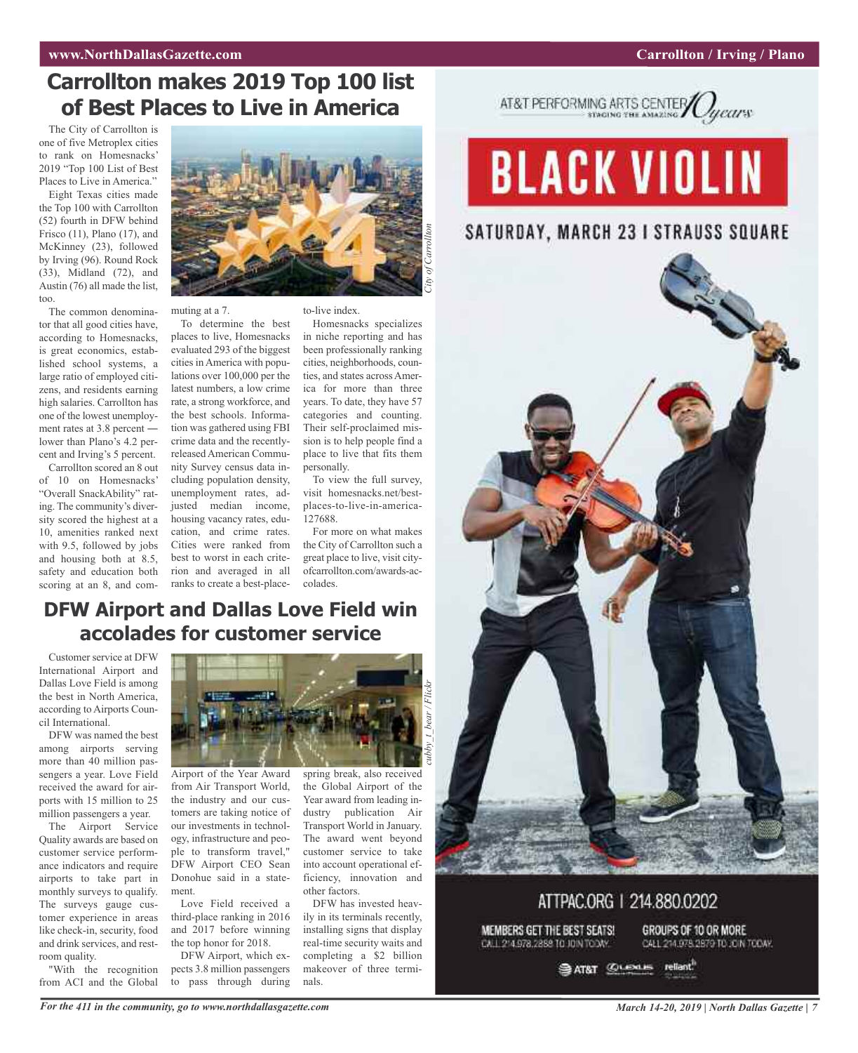# Carrollton makes 2019 Top 100 list of Best Places to Live in America

The City of Carrollton is one of five Metroplex cities to rank on Homesnacks' 2019 "Top 100 List of Best Places to Live in America."

Eight Texas cities made the Top 100 with Carrollton (52) fourth in DFW behind Frisco (11), Plano (17), and McKinney (23), followed by Irving (96). Round Rock (33), Midland (72), and Austin (76) all made the list, too.

The common denominator that all good cities have, according to Homesnacks, is great economics, established school systems, a large ratio of employed citizens, and residents earning high salaries. Carrollton has one of the lowest unemployment rates at 3.8 percent — lower than Plano's 4.2 percent and Irving's 5 percent.

Carrollton scored an 8 out of 10 on Homesnacks' "Overall SnackAbility" rating. The community's diversity scored the highest at a 10, amenities ranked next with 9.5, followed by jobs and housing both at 8.5, safety and education both scoring at an 8, and commuting at a 7.

*City of Carrollton*

To determine the best places to live, Homesnacks evaluated 293 of the biggest cities in America with populations over 100,000 per the latest numbers, a low crime rate, a strong workforce, and the best schools. Information was gathered using FBI crime data and the recently-released American Community Survey census data including population density, unemployment rates, adjusted median income, housing vacancy rates, education, and crime rates. Cities were ranked from best to worst in each criterion and averaged in all ranks to create a best-place-to-live index.

Homesnacks specializes in niche reporting and has been professionally ranking cities, neighborhoods, counties, and states across America for more than three years. To date, they have 57 categories and counting. Their self-proclaimed mission is to help people find a place to live that fits them personally.

To view the full survey, visit homesnacks.net/best-places-to-live-in-america-127688.

For more on what makes the City of Carrollton such a great place to live, visit cityofcarrollton.com/awards-accolades.

# DFW Airport and Dallas Love Field win accolades for customer service

Customer service at DFW International Airport and Dallas Love Field is among the best in North America, according to Airports Council International.

DFW was named the best among airports serving more than 40 million passengers a year. Love Field received the award for airports with 15 million to 25 million passengers a year.

The Airport Service Quality awards are based on customer service performance indicators and require airports to take part in monthly surveys to qualify. The surveys gauge customer experience in areas like check-in, security, food and drink services, and restroom quality.

*cubby_t_bear / Flickr*

"With the recognition from ACI and the Global Airport of the Year Award from Air Transport World, the industry and our customers are taking notice of our investments in technology, infrastructure and people to transform travel," DFW Airport CEO Sean Donohue said in a statement.

Love Field received a third-place ranking in 2016 and 2017 before winning the top honor for 2018.

DFW Airport, which expects 3.8 million passengers to pass through during spring break, also received the Global Airport of the Year award from leading industry publication Air Transport World in January. The award went beyond customer service to take into account operational efficiency, innovation and other factors.

DFW has invested heavily in its terminals recently, installing signs that display real-time security waits and completing a $2 billion makeover of three terminals.

AT&T PERFORMING ARTS CENTER 10 years — STAGING THE AMAZING

**BLACK VIOLIN**

SATURDAY, MARCH 23 | STRAUSS SQUARE

ATTPAC.ORG | 214.880.0202

MEMBERS GET THE BEST SEATS! CALL 214.978.2888 TO JOIN TODAY.

GROUPS OF 10 OR MORE CALL 214.978.2879 TO JOIN TODAY.

AT&T · LEXUS · reliant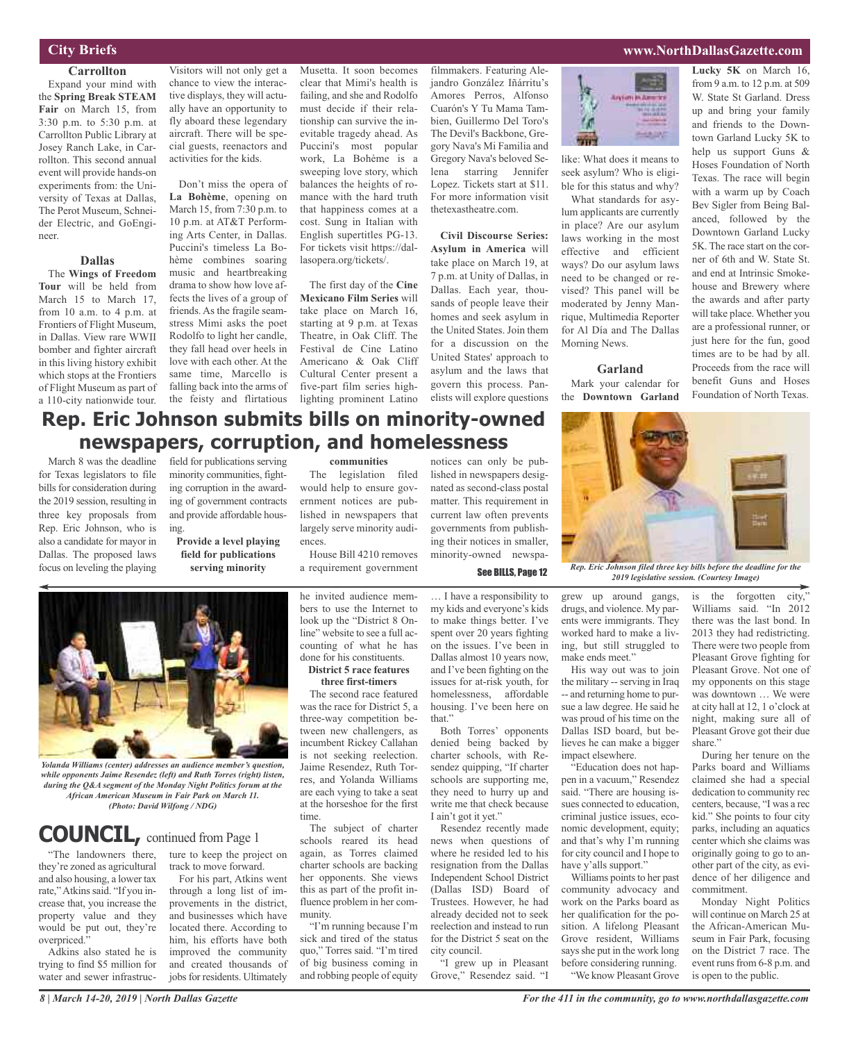## City Briefs

### Carrollton

Expand your mind with the **Spring Break STEAM Fair** on March 15, from 3:30 p.m. to 5:30 p.m. at Carrollton Public Library at Josey Ranch Lake, in Carrollton. This second annual event will provide hands-on experiments from: the University of Texas at Dallas, The Perot Museum, Schneider Electric, and GoEngineer.

### Dallas

The **Wings of Freedom Tour** will be held from March 15 to March 17, from 10 a.m. to 4 p.m. at Frontiers of Flight Museum, in Dallas. View rare WWII bomber and fighter aircraft in this living history exhibit which stops at the Frontiers of Flight Museum as part of a 110-city nationwide tour. Visitors will not only get a chance to view the interactive displays, they will actually have an opportunity to fly aboard these legendary aircraft. There will be special guests, reenactors and activities for the kids.

Don't miss the opera of **La Bohème**, opening on March 15, from 7:30 p.m. to 10 p.m. at AT&T Performing Arts Center, in Dallas. Puccini's timeless La Bohème combines soaring music and heartbreaking drama to show how love affects the lives of a group of friends. As the fragile seamstress Mimi asks the poet Rodolfo to light her candle, they fall head over heels in love with each other. At the same time, Marcello is falling back into the arms of the feisty and flirtatious Musetta. It soon becomes clear that Mimi's health is failing, and she and Rodolfo must decide if their relationship can survive the inevitable tragedy ahead. As Puccini's most popular work, La Bohème is a sweeping love story, which balances the heights of romance with the hard truth that happiness comes at a cost. Sung in Italian with English supertitles PG-13. For tickets visit https://dallasopera.org/tickets/.

The first day of the **Cine Mexicano Film Series** will take place on March 16, starting at 9 p.m. at Texas Theatre, in Oak Cliff. The Festival de Cine Latino Americano & Oak Cliff Cultural Center present a five-part film series highlighting prominent Latino filmmakers. Featuring Alejandro González Iñárritu's Amores Perros, Alfonso Cuarón's Y Tu Mama Tambien, Guillermo Del Toro's The Devil's Backbone, Gregory Nava's Mi Familia and Gregory Nava's beloved Selena starring Jennifer Lopez. Tickets start at $11. For more information visit thetexastheatre.com.

**Civil Discourse Series: Asylum in America** will take place on March 19, at 7 p.m. at Unity of Dallas, in Dallas. Each year, thousands of people leave their homes and seek asylum in the United States. Join them for a discussion on the United States' approach to asylum and the laws that govern this process. Panelists will explore questions like: What does it means to seek asylum? Who is eligible for this status and why? What standards for asylum applicants are currently in place? Are our asylum laws working in the most effective and efficient ways? Do our asylum laws need to be changed or revised? This panel will be moderated by Jenny Manrique, Multimedia Reporter for Al Día and The Dallas Morning News.

### Garland

Mark your calendar for the **Downtown Garland Lucky 5K** on March 16, from 9 a.m. to 12 p.m. at 509 W. State St Garland. Dress up and bring your family and friends to the Downtown Garland Lucky 5K to help us support Guns & Hoses Foundation of North Texas. The race will begin with a warm up by Coach Bev Sigler from Being Balanced, followed by the Downtown Garland Lucky 5K. The race start on the corner of 6th and W. State St. and end at Intrinsic Smokehouse and Brewery where the awards and after party will take place. Whether you are a professional runner, or just here for the fun, good times are to be had by all. Proceeds from the race will benefit Guns and Hoses Foundation of North Texas.

# Rep. Eric Johnson submits bills on minority-owned newspapers, corruption, and homelessness

March 8 was the deadline for Texas legislators to file bills for consideration during the 2019 session, resulting in three key proposals from Rep. Eric Johnson, who is also a candidate for mayor in Dallas. The proposed laws focus on leveling the playing field for publications serving minority communities, fighting corruption in the awarding of government contracts and provide affordable housing.

**Provide a level playing field for publications serving minority communities**

The legislation filed would help to ensure government notices are published in newspapers that largely serve minority audiences.

House Bill 4210 removes a requirement government notices can only be published in newspapers designated as second-class postal matter. This requirement in current law often prevents governments from publishing their notices in smaller, minority-owned newspa-

See BILLS, Page 12

*Rep. Eric Johnson filed three key bills before the deadline for the 2019 legislative session. (Courtesy Image)*

*Yolanda Williams (center) addresses an audience member's question, while opponents Jaime Resendez (left) and Ruth Torres (right) listen, during the Q&A segment of the Monday Night Politics forum at the African American Museum in Fair Park on March 11. (Photo: David Wilfong / NDG)*

## COUNCIL, continued from Page 1

"The landowners there, they're zoned as agricultural and also housing, a lower tax rate," Atkins said. "If you increase that, you increase the property value and they would be put out, they're overpriced."

Adkins also stated he is trying to find $5 million for water and sewer infrastructure to keep the project on track to move forward.

For his part, Atkins went through a long list of improvements in the district, and businesses which have located there. According to him, his efforts have both improved the community and created thousands of jobs for residents. Ultimately he invited audience members to use the Internet to look up the "District 8 Online" website to see a full accounting of what he has done for his constituents.

**District 5 race features three first-timers**

The second race featured was the race for District 5, a three-way competition between new challengers, as incumbent Rickey Callahan is not seeking reelection. Jaime Resendez, Ruth Torres, and Yolanda Williams are each vying to take a seat at the horseshoe for the first time.

The subject of charter schools reared its head again, as Torres claimed charter schools are backing her opponents. She views this as part of the profit influence problem in her community.

"I'm running because I'm sick and tired of the status quo," Torres said. "I'm tired of big business coming in and robbing people of equity … I have a responsibility to my kids and everyone's kids to make things better. I've spent over 20 years fighting on the issues. I've been in Dallas almost 10 years now, and I've been fighting on the issues for at-risk youth, for homelessness, affordable housing. I've been here on that."

Both Torres' opponents denied being backed by charter schools, with Resendez quipping, "If charter schools are supporting me, they need to hurry up and write me that check because I ain't got it yet."

Resendez recently made news when questions of where he resided led to his resignation from the Dallas Independent School District (Dallas ISD) Board of Trustees. However, he had already decided not to seek reelection and instead to run for the District 5 seat on the city council.

"I grew up in Pleasant Grove," Resendez said. "I grew up around gangs, drugs, and violence. My parents were immigrants. They worked hard to make a living, but still struggled to make ends meet."

His way out was to join the military -- serving in Iraq -- and returning home to pursue a law degree. He said he was proud of his time on the Dallas ISD board, but believes he can make a bigger impact elsewhere.

"Education does not happen in a vacuum," Resendez said. "There are housing issues connected to education, criminal justice issues, economic development, equity; and that's why I'm running for city council and I hope to have y'alls support."

Williams points to her past community advocacy and work on the Parks board as her qualification for the position. A lifelong Pleasant Grove resident, Williams says she put in the work long before considering running.

"We know Pleasant Grove is the forgotten city," Williams said. "In 2012 there was the last bond. In 2013 they had redistricting. There were two people from Pleasant Grove fighting for Pleasant Grove. Not one of my opponents on this stage was downtown … We were at city hall at 12, 1 o'clock at night, making sure all of Pleasant Grove got their due share."

During her tenure on the Parks board and Williams claimed she had a special dedication to community rec centers, because, "I was a rec kid." She points to four city parks, including an aquatics center which she claims was originally going to go to another part of the city, as evidence of her diligence and commitment.

Monday Night Politics will continue on March 25 at the African-American Museum in Fair Park, focusing on the District 7 race. The event runs from 6-8 p.m. and is open to the public.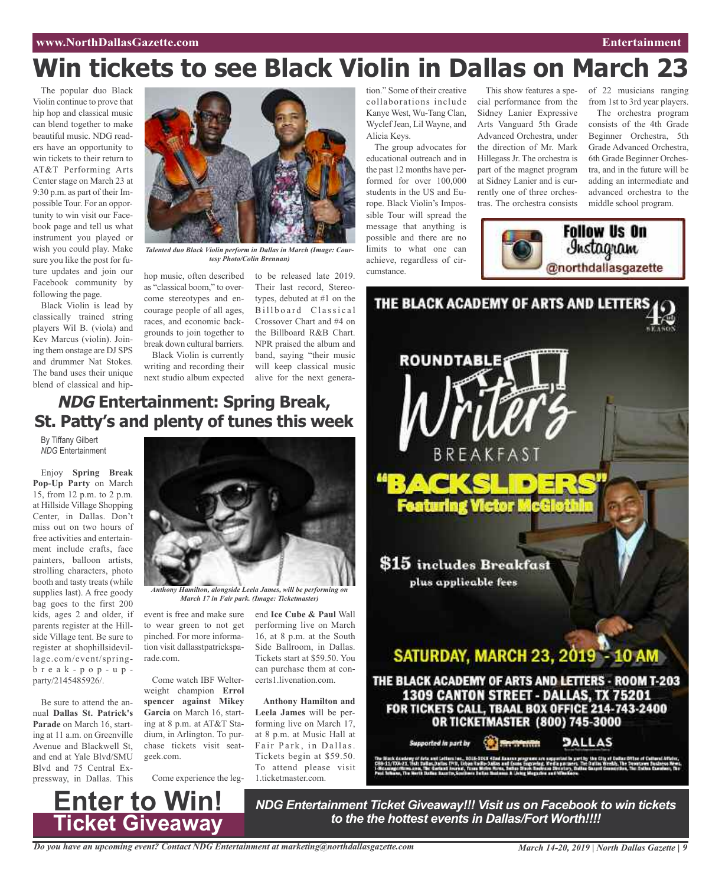# Win tickets to see Black Violin in Dallas on March 23

The popular duo Black Violin continue to prove that hip hop and classical music can blend together to make beautiful music. NDG readers have an opportunity to win tickets to their return to AT&T Performing Arts Center stage on March 23 at 9:30 p.m. as part of their Impossible Tour. For an opportunity to win visit our Facebook page and tell us what instrument you played or wish you could play. Make sure you like the post for future updates and join our Facebook community by following the page.

*Talented duo Black Violin perform in Dallas in March (Image: Courtesy Photo/Colin Brennan)*

Black Violin is lead by classically trained string players Wil B. (viola) and Kev Marcus (violin). Joining them onstage are DJ SPS and drummer Nat Stokes. The band uses their unique blend of classical and hip-hop music, often described as "classical boom," to overcome stereotypes and encourage people of all ages, races, and economic backgrounds to join together to break down cultural barriers.

Black Violin is currently writing and recording their next studio album expected to be released late 2019. Their last record, Stereotypes, debuted at #1 on the Billboard Classical Crossover Chart and #4 on the Billboard R&B Chart. NPR praised the album and band, saying "their music will keep classical music alive for the next generation." Some of their creative collaborations include Kanye West, Wu-Tang Clan, Wyclef Jean, Lil Wayne, and Alicia Keys.

The group advocates for educational outreach and in the past 12 months have performed for over 100,000 students in the US and Europe. Black Violin's Impossible Tour will spread the message that anything is possible and there are no limits to what one can achieve, regardless of circumstance.

This show features a special performance from the Sidney Lanier Expressive Arts Vanguard 5th Grade Advanced Orchestra, under the direction of Mr. Mark Hillegass Jr. The orchestra is part of the magnet program at Sidney Lanier and is currently one of three orchestras. The orchestra consists of 22 musicians ranging from 1st to 3rd year players.

The orchestra program consists of the 4th Grade Beginner Orchestra, 5th Grade Advanced Orchestra, 6th Grade Beginner Orchestra, and in the future will be adding an intermediate and advanced orchestra to the middle school program.

**Follow Us On Instagram @northdallasgazette**

## *NDG* Entertainment: Spring Break, St. Patty's and plenty of tunes this week

By Tiffany Gilbert
*NDG* Entertainment

Enjoy **Spring Break Pop-Up Party** on March 15, from 12 p.m. to 2 p.m. at Hillside Village Shopping Center, in Dallas. Don't miss out on two hours of free activities and entertainment include crafts, face painters, balloon artists, strolling characters, photo booth and tasty treats (while supplies last). A free goody bag goes to the first 200 kids, ages 2 and older, if parents register at the Hillside Village tent. Be sure to register at shophillsidevillage.com/event/spring-break-pop-up-party/2145485926/.

Be sure to attend the annual **Dallas St. Patrick's Parade** on March 16, starting at 11 a.m. on Greenville Avenue and Blackwell St, and end at Yale Blvd/SMU Blvd and 75 Central Expressway, in Dallas. This event is free and make sure to wear green to not get pinched. For more information visit dallasstpatricksparade.com.

*Anthony Hamilton, alongside Leela James, will be performing on March 17 in Fair park. (Image: Ticketmaster)*

Come watch IBF Welterweight champion **Errol spencer against Mikey Garcia** on March 16, starting at 8 p.m. at AT&T Stadium, in Arlington. To purchase tickets visit seatgeek.com.

Come experience the legend **Ice Cube & Paul** Wall performing live on March 16, at 8 p.m. at the South Side Ballroom, in Dallas. Tickets start at $59.50. You can purchase them at concerts1.livenation.com.

**Anthony Hamilton and Leela James** will be performing live on March 17, at 8 p.m. at Music Hall at Fair Park, in Dallas. Tickets begin at $59.50. To attend please visit 1.ticketmaster.com.

THE BLACK ACADEMY OF ARTS AND LETTERS 42nd SEASON

ROUNDTABLE Writer's BREAKFAST

"BACKSLIDERS" Featuring Victor McGlothin

$15 includes Breakfast plus applicable fees

SATURDAY, MARCH 23, 2019 - 10 AM

THE BLACK ACADEMY OF ARTS AND LETTERS - ROOM T-203
1309 CANTON STREET - DALLAS, TX 75201
FOR TICKETS CALL, TBAAL BOX OFFICE 214-743-2400
OR TICKETMASTER (800) 745-3000

Supported in part by DALLAS

**Enter to Win! Ticket Giveaway**

***NDG Entertainment Ticket Giveaway!!! Visit us on Facebook to win tickets to the the hottest events in Dallas/Fort Worth!!!!***

*Do you have an upcoming event? Contact NDG Entertainment at marketing@northdallasgazette.com*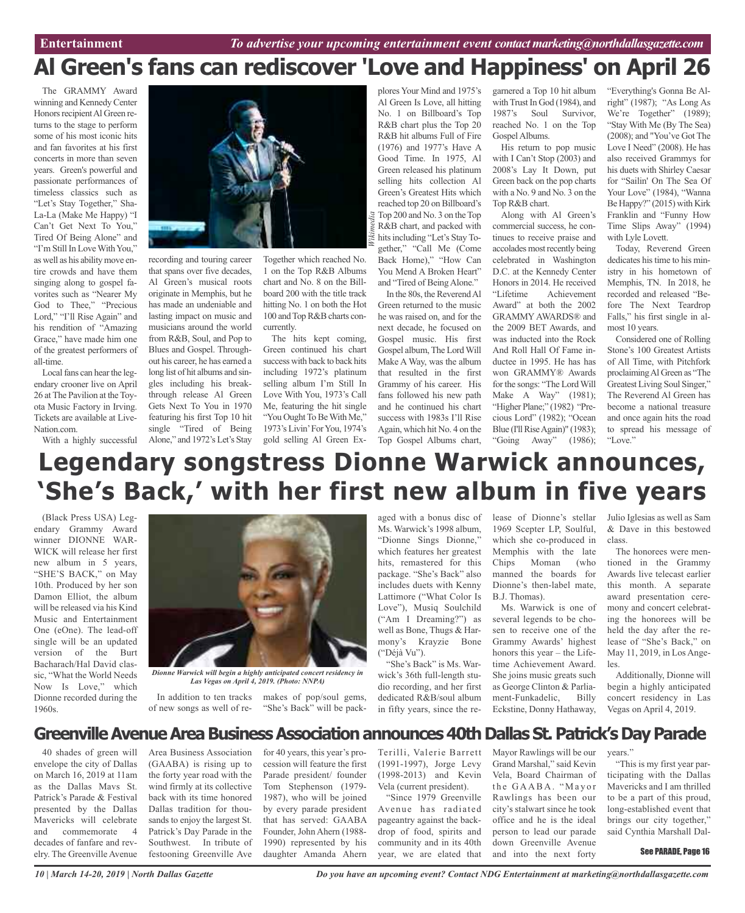Entertainment *To advertise your upcoming entertainment event contact marketing@northdallasgazette.com*

# Al Green's fans can rediscover 'Love and Happiness' on April 26

The GRAMMY Award winning and Kennedy Center Honors recipient Al Green returns to the stage to perform some of his most iconic hits and fan favorites at his first concerts in more than seven years. Green's powerful and passionate performances of timeless classics such as "Let's Stay Together," Sha-La-La (Make Me Happy) "I Can't Get Next To You," Tired Of Being Alone" and "I'm Still In Love With You," as well as his ability move entire crowds and have them singing along to gospel favorites such as "Nearer My God to Thee," "Precious Lord," "I'll Rise Again" and his rendition of "Amazing Grace," have made him one of the greatest performers of all-time.

Local fans can hear the legendary crooner live on April 26 at The Pavilion at the Toyota Music Factory in Irving. Tickets are available at Live-Nation.com.

With a highly successful recording and touring career that spans over five decades, Al Green's musical roots originate in Memphis, but he has made an undeniable and lasting impact on music and musicians around the world from R&B, Soul, and Pop to Blues and Gospel. Throughout his career, he has earned a long list of hit albums and singles including his breakthrough release Al Green Gets Next To You in 1970 featuring his first Top 10 hit single "Tired of Being Alone," and 1972's Let's Stay Together which reached No. 1 on the Top R&B Albums chart and No. 8 on the Billboard 200 with the title track hitting No. 1 on both the Hot 100 and Top R&B charts concurrently.

The hits kept coming, Green continued his chart success with back to back hits including 1972's platinum selling album I'm Still In Love With You, 1973's Call Me, featuring the hit single "You Ought To Be With Me," 1973's Livin' For You, 1974's gold selling Al Green Explores Your Mind and 1975's Al Green Is Love, all hitting No. 1 on Billboard's Top R&B chart plus the Top 20 R&B hit albums Full of Fire (1976) and 1977's Have A Good Time. In 1975, Al Green released his platinum selling hits collection Al Green's Greatest Hits which reached top 20 on Billboard's Top 200 and No. 3 on the Top R&B chart, and packed with hits including "Let's Stay Together," "Call Me (Come Back Home)," "How Can You Mend A Broken Heart" and "Tired of Being Alone."

*Wikimedia*

In the 80s, the Reverend Al Green returned to the music he was raised on, and for the next decade, he focused on Gospel music. His first Gospel album, The Lord Will Make A Way, was the album that resulted in the first Grammy of his career. His fans followed his new path and he continued his chart success with 1983s I'll Rise Again, which hit No. 4 on the Top Gospel Albums chart, garnered a Top 10 hit album with Trust In God (1984), and 1987's Soul Survivor, reached No. 1 on the Top Gospel Albums.

His return to pop music with I Can't Stop (2003) and 2008's Lay It Down, put Green back on the pop charts with a No. 9 and No. 3 on the Top R&B chart.

Along with Al Green's commercial success, he continues to receive praise and accolades most recently being celebrated in Washington D.C. at the Kennedy Center Honors in 2014. He received "Lifetime Achievement Award" at both the 2002 GRAMMY AWARDS® and the 2009 BET Awards, and was inducted into the Rock And Roll Hall Of Fame inductee in 1995. He has has won GRAMMY® Awards for the songs: "The Lord Will Make A Way" (1981); "Higher Plane;" (1982) "Precious Lord" (1982); "Ocean Blue (I'll Rise Again)" (1983); "Going Away" (1986); "Everything's Gonna Be Alright" (1987); "As Long As We're Together" (1989); "Stay With Me (By The Sea) (2008); and "You've Got The Love I Need" (2008). He has also received Grammys for his duets with Shirley Caesar for "Sailin' On The Sea Of Your Love" (1984), "Wanna Be Happy?" (2015) with Kirk Franklin and "Funny How Time Slips Away" (1994) with Lyle Lovett.

Today, Reverend Green dedicates his time to his ministry in his hometown of Memphis, TN. In 2018, he recorded and released "Before The Next Teardrop Falls," his first single in almost 10 years.

Considered one of Rolling Stone's 100 Greatest Artists of All Time, with Pitchfork proclaiming Al Green as "The Greatest Living Soul Singer," The Reverend Al Green has become a national treasure and once again hits the road to spread his message of "Love."

# Legendary songstress Dionne Warwick announces, 'She's Back,' with her first new album in five years

(Black Press USA) Legendary Grammy Award winner DIONNE WARWICK will release her first new album in 5 years, "SHE'S BACK," on May 10th. Produced by her son Damon Elliot, the album will be released via his Kind Music and Entertainment One (eOne). The lead-off single will be an updated version of the Burt Bacharach/Hal David classic, "What the World Needs Now Is Love," which Dionne recorded during the 1960s.

*Dionne Warwick will begin a highly anticipated concert residency in Las Vegas on April 4, 2019. (Photo: NNPA)*

In addition to ten tracks of new songs as well of remakes of pop/soul gems, "She's Back" will be packaged with a bonus disc of Ms. Warwick's 1998 album, "Dionne Sings Dionne," which features her greatest hits, remastered for this package. "She's Back" also includes duets with Kenny Lattimore ("What Color Is Love"), Musiq Soulchild ("Am I Dreaming?") as well as Bone, Thugs & Harmony's Krayzie Bone ("Déjà Vu").

"She's Back" is Ms. Warwick's 36th full-length studio recording, and her first dedicated R&B/soul album in fifty years, since the release of Dionne's stellar 1969 Scepter LP, Soulful, which she co-produced in Memphis with the late Chips Moman (who manned the boards for Dionne's then-label mate, B.J. Thomas).

Ms. Warwick is one of several legends to be chosen to receive one of the Grammy Awards' highest honors this year – the Lifetime Achievement Award. She joins music greats such as George Clinton & Parliament-Funkadelic, Billy Eckstine, Donny Hathaway, Julio Iglesias as well as Sam & Dave in this bestowed class.

The honorees were mentioned in the Grammy Awards live telecast earlier this month. A separate award presentation ceremony and concert celebrating the honorees will be held the day after the release of "She's Back," on May 11, 2019, in Los Angeles.

Additionally, Dionne will begin a highly anticipated concert residency in Las Vegas on April 4, 2019.

# Greenville Avenue Area Business Association announces 40th Dallas St. Patrick's Day Parade

40 shades of green will envelope the city of Dallas on March 16, 2019 at 11am as the Dallas Mavs St. Patrick's Parade & Festival presented by the Dallas Mavericks will celebrate and commemorate 4 decades of fanfare and revelry. The Greenville Avenue Area Business Association (GAABA) is rising up to the forty year road with the wind firmly at its collective back with its time honored Dallas tradition for thousands to enjoy the largest St. Patrick's Day Parade in the Southwest. In tribute of festooning Greenville Ave for 40 years, this year's procession will feature the first Parade president/ founder Tom Stephenson (1979-1987), who will be joined by every parade president that has served: GAABA Founder, John Ahern (1988-1990) represented by his daughter Amanda Ahern Terilli, Valerie Barrett (1991-1997), Jorge Levy (1998-2013) and Kevin Vela (current president).

"Since 1979 Greenville Avenue has radiated pageantry against the backdrop of food, spirits and community and in its 40th year, we are elated that Mayor Rawlings will be our Grand Marshal," said Kevin Vela, Board Chairman of the GAABA. "Mayor Rawlings has been our city's stalwart since he took office and he is the ideal person to lead our parade down Greenville Avenue and into the next forty years."

"This is my first year participating with the Dallas Mavericks and I am thrilled to be a part of this proud, long-established event that brings our city together," said Cynthia Marshall Dal-

See PARADE, Page 16

*Do you have an upcoming event? Contact NDG Entertainment at marketing@northdallasgazette.com*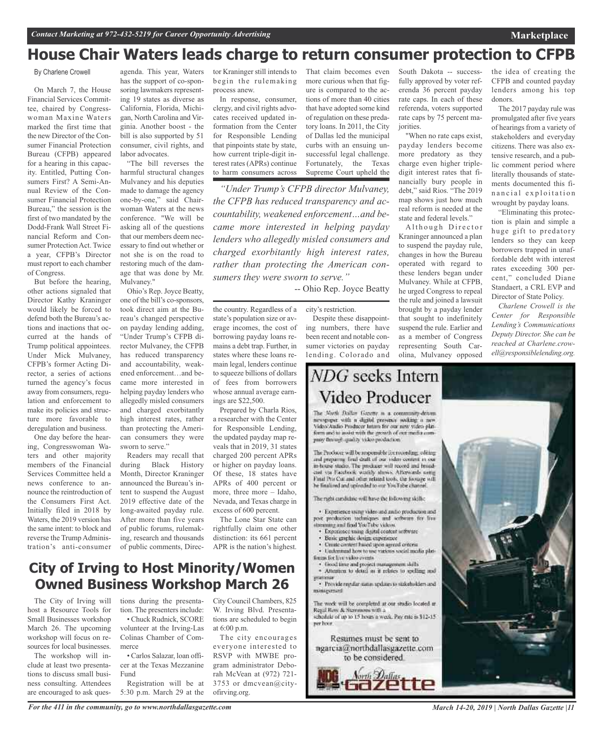# House Chair Waters leads charge to return consumer protection to CFPB

By Charlene Crowell

On March 7, the House Financial Services Committee, chaired by Congresswoman Maxine Waters marked the first time that the new Director of the Consumer Financial Protection Bureau (CFPB) appeared for a hearing in this capacity. Entitled, Putting Consumers First? A Semi-Annual Review of the Consumer Financial Protection Bureau," the session is the first of two mandated by the Dodd-Frank Wall Street Financial Reform and Consumer Protection Act. Twice a year, CFPB's Director must report to each chamber of Congress.

But before the hearing, other actions signaled that Director Kathy Kraninger would likely be forced to defend both the Bureau's actions and inactions that occurred at the hands of Trump political appointees. Under Mick Mulvaney, CFPB's former Acting Director, a series of actions turned the agency's focus away from consumers, regulation and enforcement to make its policies and structure more favorable to deregulation and business.

One day before the hearing, Congresswoman Waters and other majority members of the Financial Services Committee held a news conference to announce the reintroduction of the Consumers First Act. Initially filed in 2018 by Waters, the 2019 version has the same intent: to block and reverse the Trump Administration's anti-consumer agenda. This year, Waters has the support of co-sponsoring lawmakers representing 19 states as diverse as California, Florida, Michigan, North Carolina and Virginia. Another boost - the bill is also supported by 51 consumer, civil rights, and labor advocates.

"The bill reverses the harmful structural changes Mulvaney and his deputies made to damage the agency one-by-one," said Chairwoman Waters at the news conference. "We will be asking all of the questions that our members deem necessary to find out whether or not she is on the road to restoring much of the damage that was done by Mr. Mulvaney."

Ohio's Rep. Joyce Beatty, one of the bill's co-sponsors, took direct aim at the Bureau's changed perspective on payday lending adding, "Under Trump's CFPB director Mulvaney, the CFPB has reduced transparency and accountability, weakened enforcement…and became more interested in helping payday lenders who allegedly misled consumers and charged exorbitantly high interest rates, rather than protecting the American consumers they were sworn to serve."

Readers may recall that during Black History Month, Director Kraninger announced the Bureau's intent to suspend the August 2019 effective date of the long-awaited payday rule. After more than five years of public forums, rulemaking, research and thousands of public comments, Director Kraninger still intends to begin the rulemaking process anew.

In response, consumer, clergy, and civil rights advocates received updated information from the Center for Responsible Lending that pinpoints state by state, how current triple-digit interest rates (APRs) continue to harm consumers across the country. Regardless of a state's population size or average incomes, the cost of borrowing payday loans remains a debt trap. Further, in states where these loans remain legal, lenders continue to squeeze billions of dollars of fees from borrowers whose annual average earnings are $22,500.

> *"Under Trump's CFPB director Mulvaney, the CFPB has reduced transparency and accountability, weakened enforcement…and became more interested in helping payday lenders who allegedly misled consumers and charged exorbitantly high interest rates, rather than protecting the American consumers they were sworn to serve."*
>
> -- Ohio Rep. Joyce Beatty

Prepared by Charla Rios, a researcher with the Center for Responsible Lending, the updated payday map reveals that in 2019, 31 states charged 200 percent APRs or higher on payday loans. Of these, 18 states have APRs of 400 percent or more, three more – Idaho, Nevada, and Texas charge in excess of 600 percent.

The Lone Star State can rightfully claim one other distinction: its 661 percent APR is the nation's highest. That claim becomes even more curious when that figure is compared to the actions of more than 40 cities that have adopted some kind of regulation on these predatory loans. In 2011, the City of Dallas led the municipal curbs with an ensuing unsuccessful legal challenge. Fortunately, the Texas Supreme Court upheld the city's restriction.

Despite these disappointing numbers, there have been recent and notable consumer victories on payday lending. Colorado and South Dakota -- successfully approved by voter referenda 36 percent payday rate caps. In each of these referenda, voters supported rate caps by 75 percent majorities.

"When no rate caps exist, payday lenders become more predatory as they charge even higher triple-digit interest rates that financially bury people in debt," said Rios. "The 2019 map shows just how much real reform is needed at the state and federal levels."

Although Director Kraninger announced a plan to suspend the payday rule, changes in how the Bureau operated with regard to these lenders began under Mulvaney. While at CFPB, he urged Congress to repeal the rule and joined a lawsuit brought by a payday lender that sought to indefinitely suspend the rule. Earlier and as a member of Congress representing South Carolina, Mulvaney opposed the idea of creating the CFPB and counted payday lenders among his top donors.

The 2017 payday rule was promulgated after five years of hearings from a variety of stakeholders and everyday citizens. There was also extensive research, and a public comment period where literally thousands of statements documented this financial exploitation wrought by payday loans.

"Eliminating this protection is plain and simple a huge gift to predatory lenders so they can keep borrowers trapped in unaffordable debt with interest rates exceeding 300 percent," concluded Diane Standaert, a CRL EVP and Director of State Policy.

*Charlene Crowell is the Center for Responsible Lending's Communications Deputy Director. She can be reached at Charlene.crowell@responsiblelending.org.*

# City of Irving to Host Minority/Women Owned Business Workshop March 26

The City of Irving will host a Resource Tools for Small Businesses workshop March 26. The upcoming workshop will focus on resources for local businesses.

The workshop will include at least two presentations to discuss small business consulting. Attendees are encouraged to ask questions during the presentation. The presenters include:

- Chuck Rudnick, SCORE volunteer at the Irving-Las Colinas Chamber of Commerce
- Carlos Salazar, loan officer at the Texas Mezzanine Fund

Registration will be at 5:30 p.m. March 29 at the City Council Chambers, 825 W. Irving Blvd. Presentations are scheduled to begin at 6:00 p.m.

The city encourages everyone interested to RSVP with MWBE program administrator Deborah McVean at (972) 721-3753 or dmcvean@cityofirving.org.

# *NDG* seeks Intern Video Producer

The North Dallas Gazette is a community-driven newspaper with a digital presence seeking a new Video/Audio Producer Intern for our new video platform and to assist with the growth of our media company through quality video production.

The Producer will be responsible for recording, editing and preparing final draft of our video content in our in-house studio. The producer will record and broadcast via Facebook weekly shows. Afterwards using Final Pro Cut and other related tools, the footage will be finalized and uploaded to our YouTube channel.

The right candidate will have the following skills:

- Experience using video and audio production and post production techniques and software for live streaming and final YouTube videos.
- Experience using digital content software
- Basic graphic design experience
- Create content based upon agreed criteria
- Understand how to use various social media platforms for live video events
- Good time and project management skills
- Attention to detail as it relates to spelling and grammar
- Provide regular status updates to stakeholders and management

The work will be completed at our studio located at Regal Row & Stemmons with a schedule of up to 15 hours a week. Pay rate is $12-15 per hour.

Resumes must be sent to ngarcia@northdallasgazette.com to be considered.

North Dallas Gazette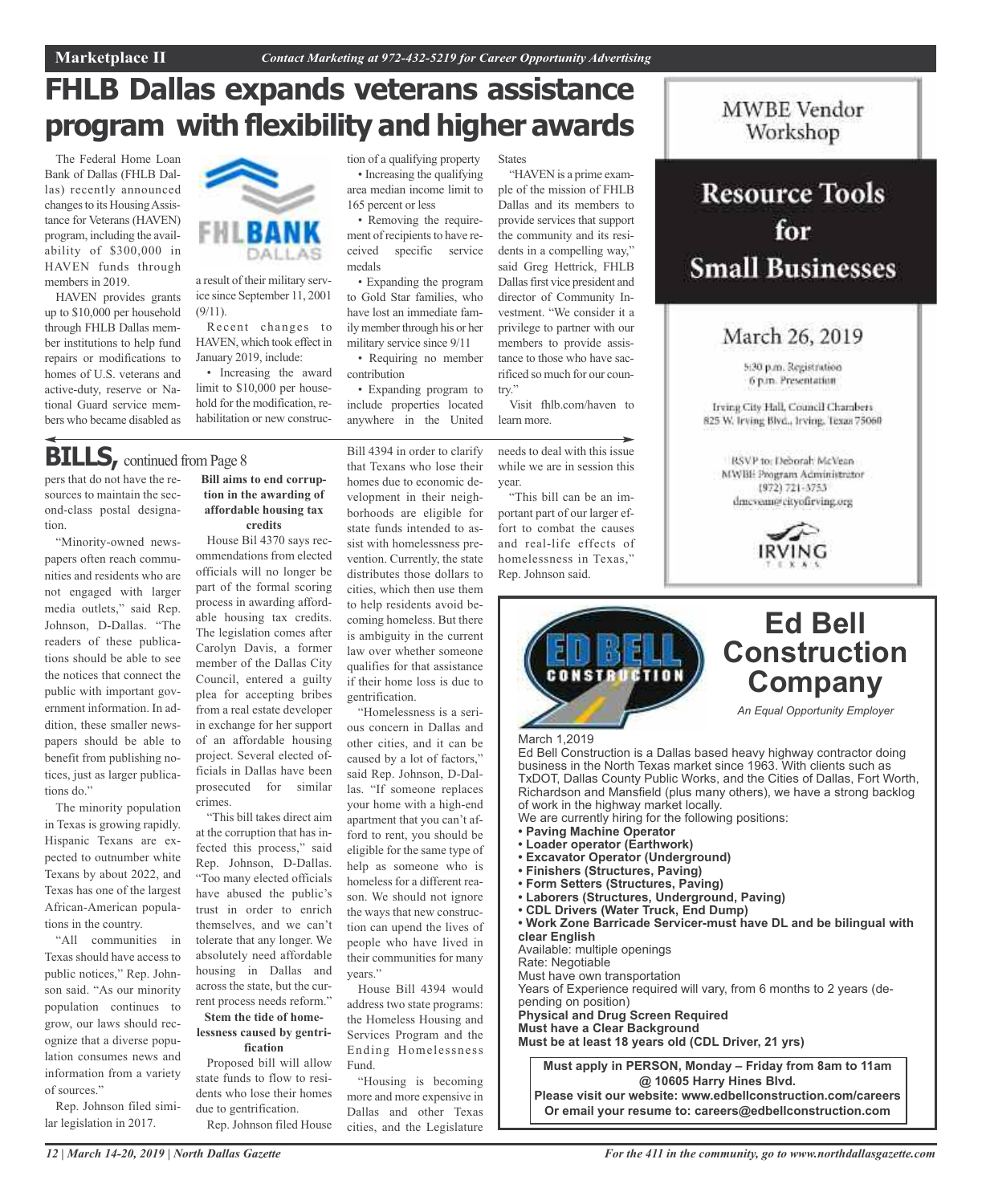# FHLB Dallas expands veterans assistance program with flexibility and higher awards

The Federal Home Loan Bank of Dallas (FHLB Dallas) recently announced changes to its Housing Assistance for Veterans (HAVEN) program, including the availability of $300,000 in HAVEN funds through members in 2019.

HAVEN provides grants up to $10,000 per household through FHLB Dallas member institutions to help fund repairs or modifications to homes of U.S. veterans and active-duty, reserve or National Guard service members who became disabled as a result of their military service since September 11, 2001 (9/11).

Recent changes to HAVEN, which took effect in January 2019, include:

- Increasing the award limit to $10,000 per household for the modification, rehabilitation or new construction of a qualifying property
- Increasing the qualifying area median income limit to 165 percent or less
- Removing the requirement of recipients to have received specific service medals
- Expanding the program to Gold Star families, who have lost an immediate family member through his or her military service since 9/11
- Requiring no member contribution
- Expanding program to include properties located anywhere in the United States

"HAVEN is a prime example of the mission of FHLB Dallas and its members to provide services that support the community and its residents in a compelling way," said Greg Hettrick, FHLB Dallas first vice president and director of Community Investment. "We consider it a privilege to partner with our members to provide assistance to those who have sacrificed so much for our country."

Visit fhlb.com/haven to learn more.

## BILLS, continued from Page 8

pers that do not have the resources to maintain the second-class postal designation.

"Minority-owned newspapers often reach communities and residents who are not engaged with larger media outlets," said Rep. Johnson, D-Dallas. "The readers of these publications should be able to see the notices that connect the public with important government information. In addition, these smaller newspapers should be able to benefit from publishing notices, just as larger publications do."

The minority population in Texas is growing rapidly. Hispanic Texans are expected to outnumber white Texans by about 2022, and Texas has one of the largest African-American populations in the country.

"All communities in Texas should have access to public notices," Rep. Johnson said. "As our minority population continues to grow, our laws should recognize that a diverse population consumes news and information from a variety of sources."

Rep. Johnson filed similar legislation in 2017.

**Bill aims to end corruption in the awarding of affordable housing tax credits**

House Bil 4370 says recommendations from elected officials will no longer be part of the formal scoring process in awarding affordable housing tax credits. The legislation comes after Carolyn Davis, a former member of the Dallas City Council, entered a guilty plea for accepting bribes from a real estate developer in exchange for her support of an affordable housing project. Several elected officials in Dallas have been prosecuted for similar crimes.

"This bill takes direct aim at the corruption that has infected this process," said Rep. Johnson, D-Dallas. "Too many elected officials have abused the public's trust in order to enrich themselves, and we can't tolerate that any longer. We absolutely need affordable housing in Dallas and across the state, but the current process needs reform."

**Stem the tide of homelessness caused by gentrification**

Proposed bill will allow state funds to flow to residents who lose their homes due to gentrification.

Rep. Johnson filed House Bill 4394 in order to clarify that Texans who lose their homes due to economic development in their neighborhoods are eligible for state funds intended to assist with homelessness prevention. Currently, the state distributes those dollars to cities, which then use them to help residents avoid becoming homeless. But there is ambiguity in the current law over whether someone qualifies for that assistance if their home loss is due to gentrification.

"Homelessness is a serious concern in Dallas and other cities, and it can be caused by a lot of factors," said Rep. Johnson, D-Dallas. "If someone replaces your home with a high-end apartment that you can't afford to rent, you should be eligible for the same type of help as someone who is homeless for a different reason. We should not ignore the ways that new construction can upend the lives of people who have lived in their communities for many years."

House Bill 4394 would address two state programs: the Homeless Housing and Services Program and the Ending Homelessness Fund.

"Housing is becoming more and more expensive in Dallas and other Texas cities, and the Legislature needs to deal with this issue while we are in session this year.

"This bill can be an important part of our larger effort to combat the causes and real-life effects of homelessness in Texas," Rep. Johnson said.

---

MWBE Vendor Workshop

**Resource Tools for Small Businesses**

March 26, 2019

5:30 p.m. Registration
6 p.m. Presentation

Irving City Hall, Council Chambers
825 W. Irving Blvd., Irving, Texas 75060

RSVP to: Deborah McVean
MWBE Program Administrator
(972) 721-3753
dmcvean@cityofirving.org

IRVING TEXAS

---

## Ed Bell Construction Company

*An Equal Opportunity Employer*

March 1,2019

Ed Bell Construction is a Dallas based heavy highway contractor doing business in the North Texas market since 1963. With clients such as TxDOT, Dallas County Public Works, and the Cities of Dallas, Fort Worth, Richardson and Mansfield (plus many others), we have a strong backlog of work in the highway market locally.

We are currently hiring for the following positions:

- **Paving Machine Operator**
- **Loader operator (Earthwork)**
- **Excavator Operator (Underground)**
- **Finishers (Structures, Paving)**
- **Form Setters (Structures, Paving)**
- **Laborers (Structures, Underground, Paving)**
- **CDL Drivers (Water Truck, End Dump)**
- **Work Zone Barricade Servicer-must have DL and be bilingual with clear English**

Available: multiple openings
Rate: Negotiable
Must have own transportation
Years of Experience required will vary, from 6 months to 2 years (depending on position)
**Physical and Drug Screen Required**
**Must have a Clear Background**
**Must be at least 18 years old (CDL Driver, 21 yrs)**

**Must apply in PERSON, Monday – Friday from 8am to 11am @ 10605 Harry Hines Blvd.**
**Please visit our website: www.edbellconstruction.com/careers**
**Or email your resume to: careers@edbellconstruction.com**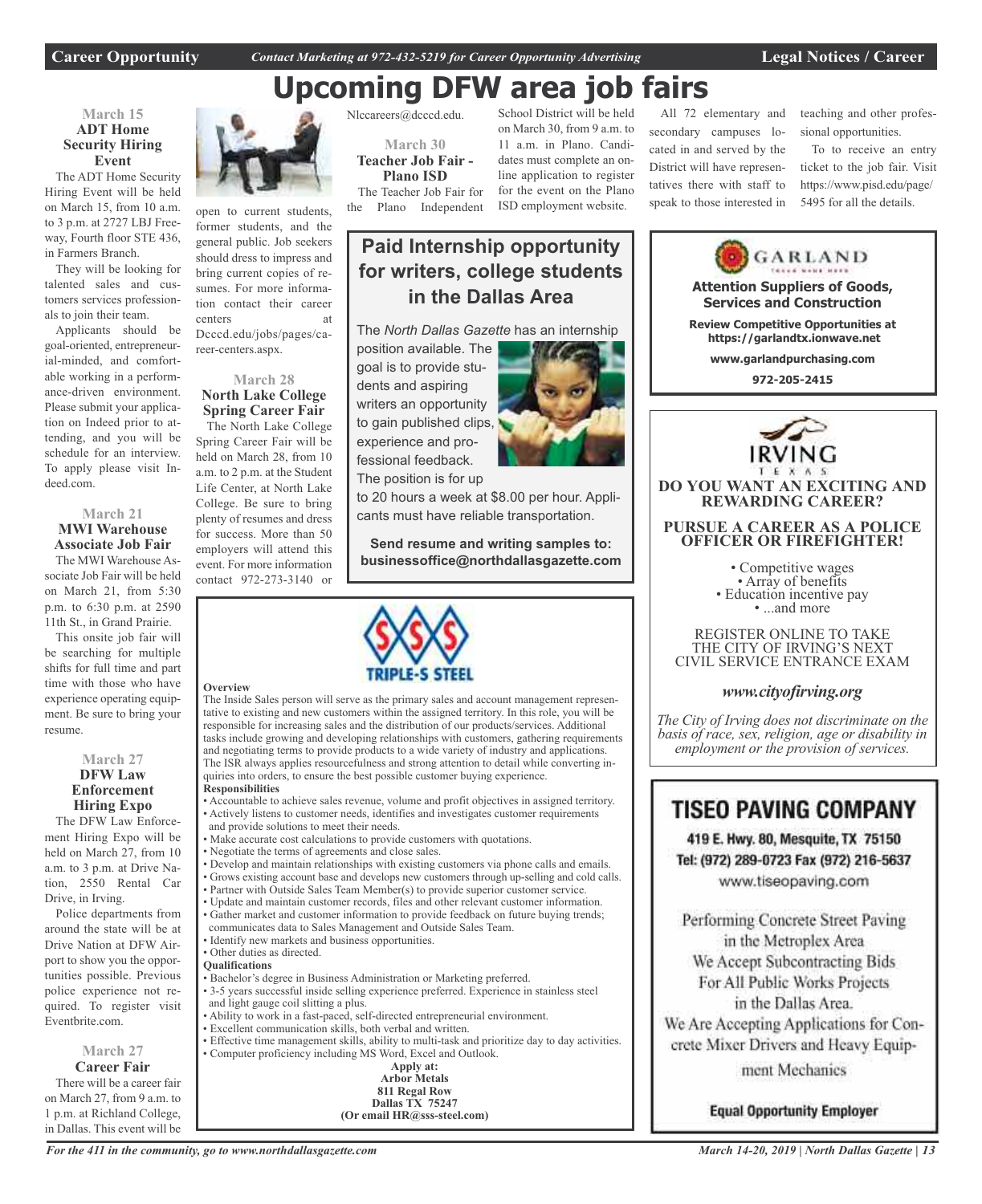# Upcoming DFW area job fairs

### March 15

**ADT Home Security Hiring Event**

The ADT Home Security Hiring Event will be held on March 15, from 10 a.m. to 3 p.m. at 2727 LBJ Freeway, Fourth floor STE 436, in Farmers Branch.

They will be looking for talented sales and customers services professionals to join their team.

Applicants should be goal-oriented, entrepreneurial-minded, and comfortable working in a performance-driven environment. Please submit your application on Indeed prior to attending, and you will be schedule for an interview. To apply please visit Indeed.com.

### March 21

**MWI Warehouse Associate Job Fair**

The MWI Warehouse Associate Job Fair will be held on March 21, from 5:30 p.m. to 6:30 p.m. at 2590 11th St., in Grand Prairie.

This onsite job fair will be searching for multiple shifts for full time and part time with those who have experience operating equipment. Be sure to bring your resume.

### March 27

**DFW Law Enforcement Hiring Expo**

The DFW Law Enforcement Hiring Expo will be held on March 27, from 10 a.m. to 3 p.m. at Drive Nation, 2550 Rental Car Drive, in Irving.

Police departments from around the state will be at Drive Nation at DFW Airport to show you the opportunities possible. Previous police experience not required. To register visit Eventbrite.com.

### March 27

**Career Fair**

There will be a career fair on March 27, from 9 a.m. to 1 p.m. at Richland College, in Dallas. This event will be open to current students, former students, and the general public. Job seekers should dress to impress and bring current copies of resumes. For more information contact their career centers at Dcccd.edu/jobs/pages/career-centers.aspx.

### March 28

**North Lake College Spring Career Fair**

The North Lake College Spring Career Fair will be held on March 28, from 10 a.m. to 2 p.m. at the Student Life Center, at North Lake College. Be sure to bring plenty of resumes and dress for success. More than 50 employers will attend this event. For more information contact 972-273-3140 or Nlccareers@dcccd.edu.

### March 30

**Teacher Job Fair - Plano ISD**

The Teacher Job Fair for the Plano Independent School District will be held on March 30, from 9 a.m. to 11 a.m. in Plano. Candidates must complete an online application to register for the event on the Plano ISD employment website.

All 72 elementary and secondary campuses located in and served by the District will have representatives there with staff to speak to those interested in teaching and other professional opportunities.

To to receive an entry ticket to the job fair. Visit https://www.pisd.edu/page/5495 for all the details.

---

## Paid Internship opportunity for writers, college students in the Dallas Area

The *North Dallas Gazette* has an internship position available. The goal is to provide students and aspiring writers an opportunity to gain published clips, experience and professional feedback. The position is for up to 20 hours a week at $8.00 per hour. Applicants must have reliable transportation.

**Send resume and writing samples to: businessoffice@northdallasgazette.com**

---

**TRIPLE-S STEEL**

**Overview**

The Inside Sales person will serve as the primary sales and account management representative to existing and new customers within the assigned territory. In this role, you will be responsible for increasing sales and the distribution of our products/services. Additional tasks include growing and developing relationships with customers, gathering requirements and negotiating terms to provide products to a wide variety of industry and applications. The ISR always applies resourcefulness and strong attention to detail while converting inquiries into orders, to ensure the best possible customer buying experience.

**Responsibilities**

- Accountable to achieve sales revenue, volume and profit objectives in assigned territory.
- Actively listens to customer needs, identifies and investigates customer requirements and provide solutions to meet their needs.
- Make accurate cost calculations to provide customers with quotations.
- Negotiate the terms of agreements and close sales.
- Develop and maintain relationships with existing customers via phone calls and emails.
- Grows existing account base and develops new customers through up-selling and cold calls.
- Partner with Outside Sales Team Member(s) to provide superior customer service.
- Update and maintain customer records, files and other relevant customer information.
- Gather market and customer information to provide feedback on future buying trends; communicates data to Sales Management and Outside Sales Team.
- Identify new markets and business opportunities.
- Other duties as directed.

**Qualifications**

- Bachelor's degree in Business Administration or Marketing preferred.
- 3-5 years successful inside selling experience preferred. Experience in stainless steel and light gauge coil slitting a plus.
- Ability to work in a fast-paced, self-directed entrepreneurial environment.
- Excellent communication skills, both verbal and written.
- Effective time management skills, ability to multi-task and prioritize day to day activities.
- Computer proficiency including MS Word, Excel and Outlook.

**Apply at:**
**Arbor Metals**
**811 Regal Row**
**Dallas TX 75247**
**(Or email HR@sss-steel.com)**

---

**GARLAND**

**Attention Suppliers of Goods, Services and Construction**

**Review Competitive Opportunities at https://garlandtx.ionwave.net**

**www.garlandpurchasing.com**

**972-205-2415**

---

**IRVING TEXAS**

**DO YOU WANT AN EXCITING AND REWARDING CAREER?**

**PURSUE A CAREER AS A POLICE OFFICER OR FIREFIGHTER!**

- Competitive wages
- Array of benefits
- Education incentive pay
- ...and more

REGISTER ONLINE TO TAKE THE CITY OF IRVING'S NEXT CIVIL SERVICE ENTRANCE EXAM

***www.cityofirving.org***

*The City of Irving does not discriminate on the basis of race, sex, religion, age or disability in employment or the provision of services.*

---

**TISEO PAVING COMPANY**

**419 E. Hwy. 80, Mesquite, TX 75150**
**Tel: (972) 289-0723 Fax (972) 216-5637**
www.tiseopaving.com

Performing Concrete Street Paving in the Metroplex Area
We Accept Subcontracting Bids For All Public Works Projects in the Dallas Area.
We Are Accepting Applications for Concrete Mixer Drivers and Heavy Equipment Mechanics

**Equal Opportunity Employer**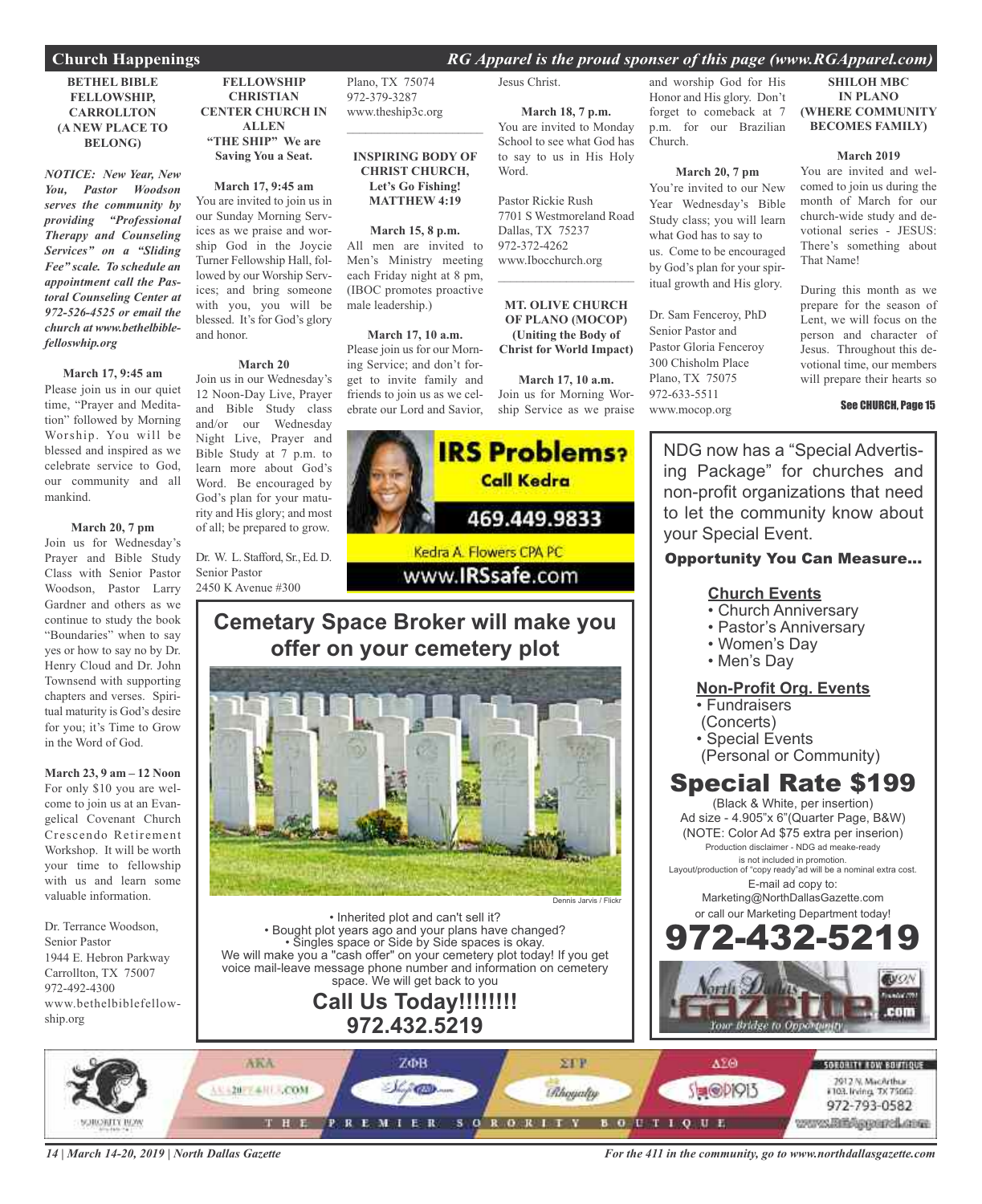## Church Happenings

*RG Apparel is the proud sponser of this page (www.RGApparel.com)*

**BETHEL BIBLE FELLOWSHIP, CARROLLTON (A NEW PLACE TO BELONG)**

***NOTICE: New Year, New You, Pastor Woodson serves the community by providing "Professional Therapy and Counseling Services" on a "Sliding Fee" scale. To schedule an appointment call the Pastoral Counseling Center at 972-526-4525 or email the church at www.bethelbiblefelloswhip.org***

**March 17, 9:45 am**
Please join us in our quiet time, "Prayer and Meditation" followed by Morning Worship. You will be blessed and inspired as we celebrate service to God, our community and all mankind.

**March 20, 7 pm**
Join us for Wednesday's Prayer and Bible Study Class with Senior Pastor Woodson, Pastor Larry Gardner and others as we continue to study the book "Boundaries" when to say yes or how to say no by Dr. Henry Cloud and Dr. John Townsend with supporting chapters and verses. Spiritual maturity is God's desire for you; it's Time to Grow in the Word of God.

**March 23, 9 am – 12 Noon**
For only $10 you are welcome to join us at an Evangelical Covenant Church Crescendo Retirement Workshop. It will be worth your time to fellowship with us and learn some valuable information.

Dr. Terrance Woodson,
Senior Pastor
1944 E. Hebron Parkway
Carrollton, TX 75007
972-492-4300
www.bethelbiblefellowship.org

**FELLOWSHIP CHRISTIAN CENTER CHURCH IN ALLEN "THE SHIP" We are Saving You a Seat.**

**March 17, 9:45 am**
You are invited to join us in our Sunday Morning Services as we praise and worship God in the Joycie Turner Fellowship Hall, followed by our Worship Services; and bring someone with you, you will be blessed. It's God's glory and honor.

**March 20**
Join us in our Wednesday's 12 Noon-Day Live, Prayer and Bible Study class and/or our Wednesday Night Live, Prayer and Bible Study at 7 p.m. to learn more about God's Word. Be encouraged by God's plan for your maturity and His glory; and most of all; be prepared to grow.

Dr. W. L. Stafford, Sr., Ed. D.
Senior Pastor
2450 K Avenue #300
Plano, TX 75074
972-379-3287
www.theship3c.org

**INSPIRING BODY OF CHRIST CHURCH, Let's Go Fishing! MATTHEW 4:19**

**March 15, 8 p.m.**
All men are invited to Men's Ministry meeting each Friday night at 8 pm, (IBOC promotes proactive male leadership.)

**March 17, 10 a.m.**
Please join us for our Morning Service; and don't forget to invite family and friends to join us as we celebrate our Lord and Savior, Jesus Christ.

**March 18, 7 p.m.**
You are invited to Monday School to see what God has to say to us in His Holy Word.

Pastor Rickie Rush
7701 S Westmoreland Road
Dallas, TX 75237
972-372-4262
www.Ibocchurch.org

**MT. OLIVE CHURCH OF PLANO (MOCOP) (Uniting the Body of Christ for World Impact)**

**March 17, 10 a.m.**
Join us for Morning Worship Service as we praise and worship God for His Honor and His glory. Don't forget to comeback at 7 p.m. for our Brazilian Church.

**March 20, 7 pm**
You're invited to our New Year Wednesday's Bible Study class; you will learn what God has to say to us. Come to be encouraged by God's plan for your spiritual growth and His glory.

Dr. Sam Fenceroy, PhD
Senior Pastor and
Pastor Gloria Fenceroy
300 Chisholm Place
Plano, TX 75075
972-633-5511
www.mocop.org

**SHILOH MBC IN PLANO (WHERE COMMUNITY BECOMES FAMILY)**

**March 2019**
You are invited and welcomed to join us during the month of March for our church-wide study and devotional series - JESUS: There's something about That Name!

During this month as we prepare for the season of Lent, we will focus on the person and character of Jesus. Throughout this devotional time, our members will prepare their hearts so

**See CHURCH, Page 15**

---

**IRS Problems? Call Kedra**
469.449.9833
Kedra A. Flowers CPA PC
www.IRSsafe.com

---

## Cemetary Space Broker will make you offer on your cemetery plot

Dennis Jarvis / Flickr

• Inherited plot and can't sell it?
• Bought plot years ago and your plans have changed?
• Singles space or Side by Side spaces is okay.
We will make you a "cash offer" on your cemetery plot today! If you get voice mail-leave message phone number and information on cemetery space. We will get back to you

**Call Us Today!!!!!!!!**
**972.432.5219**

---

NDG now has a "Special Advertising Package" for churches and non-profit organizations that need to let the community know about your Special Event.

**Opportunity You Can Measure...**

**Church Events**
- Church Anniversary
- Pastor's Anniversary
- Women's Day
- Men's Day

**Non-Profit Org. Events**
- Fundraisers (Concerts)
- Special Events (Personal or Community)

## Special Rate $199

(Black & White, per insertion)
Ad size - 4.905"x 6"(Quarter Page, B&W)
(NOTE: Color Ad $75 extra per inserion)
Production disclaimer - NDG ad meake-ready is not included in promotion.
Layout/production of "copy ready"ad will be a nominal extra cost.
E-mail ad copy to:
Marketing@NorthDallasGazette.com
or call our Marketing Department today!

**972-432-5219**

North Dallas Gazette .com — Your Bridge to Opportunity

---

SORORITY ROW — AKA — ΖΦΒ — ΣΓΡ — ΔΣΘ — SORORITY ROW BOUTIQUE
THE PREMIER SORORITY BOUTIQUE
2912 N. MacArthur #103, Irving, TX 75062
972-793-0582
www.RGApparel.com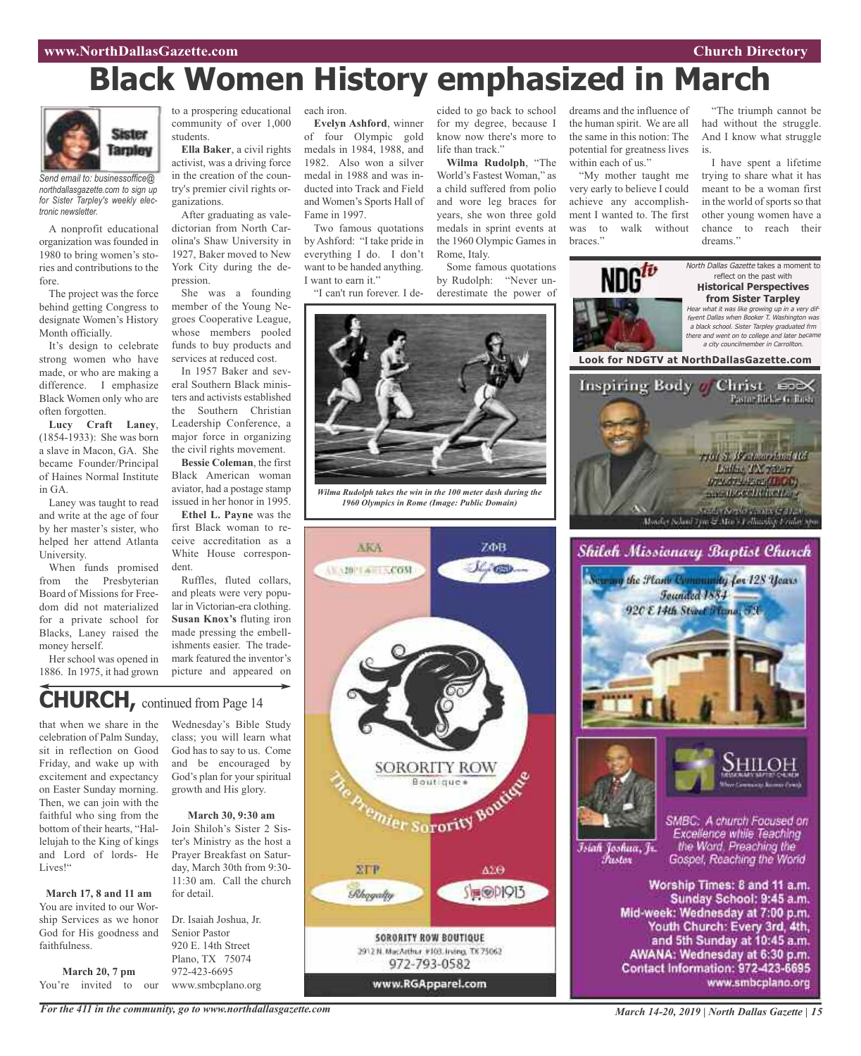# Black Women History emphasized in March

*Send email to: businessoffice@northdallasgazette.com to sign up for Sister Tarpley's weekly electronic newsletter.*

A nonprofit educational organization was founded in 1980 to bring women's stories and contributions to the fore.

The project was the force behind getting Congress to designate Women's History Month officially.

It's design to celebrate strong women who have made, or who are making a difference. I emphasize Black Women only who are often forgotten.

**Lucy Craft Laney**, (1854-1933): She was born a slave in Macon, GA. She became Founder/Principal of Haines Normal Institute in GA.

Laney was taught to read and write at the age of four by her master's sister, who helped her attend Atlanta University.

When funds promised from the Presbyterian Board of Missions for Freedom did not materialized for a private school for Blacks, Laney raised the money herself.

Her school was opened in 1886. In 1975, it had grown to a prospering educational community of over 1,000 students.

**Ella Baker**, a civil rights activist, was a driving force in the creation of the country's premier civil rights organizations.

After graduating as valedictorian from North Carolina's Shaw University in 1927, Baker moved to New York City during the depression.

She was a founding member of the Young Negroes Cooperative League, whose members pooled funds to buy products and services at reduced cost.

In 1957 Baker and several Southern Black ministers and activists established the Southern Christian Leadership Conference, a major force in organizing the civil rights movement.

**Bessie Coleman**, the first Black American woman aviator, had a postage stamp issued in her honor in 1995.

**Ethel L. Payne** was the first Black woman to receive accreditation as a White House correspondent.

Ruffles, fluted collars, and pleats were very popular in Victorian-era clothing. **Susan Knox's** fluting iron made pressing the embellishments easier. The trademark featured the inventor's picture and appeared on each iron.

**Evelyn Ashford**, winner of four Olympic gold medals in 1984, 1988, and 1982. Also won a silver medal in 1988 and was inducted into Track and Field and Women's Sports Hall of Fame in 1997.

Two famous quotations by Ashford: "I take pride in everything I do. I don't want to be handed anything. I want to earn it."

"I can't run forever. I decided to go back to school for my degree, because I know now there's more to life than track."

**Wilma Rudolph**, "The World's Fastest Woman," as a child suffered from polio and wore leg braces for years, she won three gold medals in sprint events at the 1960 Olympic Games in Rome, Italy.

Some famous quotations by Rudolph: "Never underestimate the power of dreams and the influence of the human spirit. We are all the same in this notion: The potential for greatness lives within each of us."

"My mother taught me very early to believe I could achieve any accomplishment I wanted to. The first was to walk without braces."

"The triumph cannot be had without the struggle. And I know what struggle is.

I have spent a lifetime trying to share what it has meant to be a woman first in the world of sports so that other young women have a chance to reach their dreams."

*Wilma Rudolph takes the win in the 100 meter dash during the 1960 Olympics in Rome (Image: Public Domain)*

## CHURCH, continued from Page 14

that when we share in the celebration of Palm Sunday, sit in reflection on Good Friday, and wake up with excitement and expectancy on Easter Sunday morning. Then, we can join with the faithful who sing from the bottom of their hearts, "Hallelujah to the King of kings and Lord of lords- He Lives!"

**March 17, 8 and 11 am**
You are invited to our Worship Services as we honor God for His goodness and faithfulness.

**March 20, 7 pm**
You're invited to our Wednesday's Bible Study class; you will learn what God has to say to us. Come and be encouraged by God's plan for your spiritual growth and His glory.

**March 30, 9:30 am**
Join Shiloh's Sister 2 Sister's Ministry as the host a Prayer Breakfast on Saturday, March 30th from 9:30-11:30 am. Call the church for detail.

Dr. Isaiah Joshua, Jr.
Senior Pastor
920 E. 14th Street
Plano, TX 75074
972-423-6695
www.smbcplano.org

---

*North Dallas Gazette* takes a moment to reflect on the past with
**Historical Perspectives from Sister Tarpley**
*Hear what it was like growing up in a very different Dallas when Booker T. Washington was a black school. Sister Tarpley graduated frm there and went on to college and later became a city councilmember in Carrollton.*
**Look for NDGTV at NorthDallasGazette.com**

---

**Inspiring Body of Christ**
Pastor Rickie G. Rush

---

AKA · ΖΦΒ · ΣΓΡ · ΔΣΘ

**SORORITY ROW** Boutique
The Premier Sorority Boutique
SORORITY ROW BOUTIQUE
2912 N. MacArthur #103, Irving, TX 75062
972-793-0582
www.RGApparel.com

---

## Shiloh Missionary Baptist Church

Serving the Plano Community for 128 Years
Founded 1884
920 E 14th Street Plano, TX

Isiah Joshua, Jr.
Pastor

SMBC: A church Focused on Excellence while Teaching the Word, Preaching the Gospel, Reaching the World

Worship Times: 8 and 11 a.m.
Sunday School: 9:45 a.m.
Mid-week: Wednesday at 7:00 p.m.
Youth Church: Every 3rd, 4th, and 5th Sunday at 10:45 a.m.
AWANA: Wednesday at 6:30 p.m.
Contact Information: 972-423-6695
www.smbcplano.org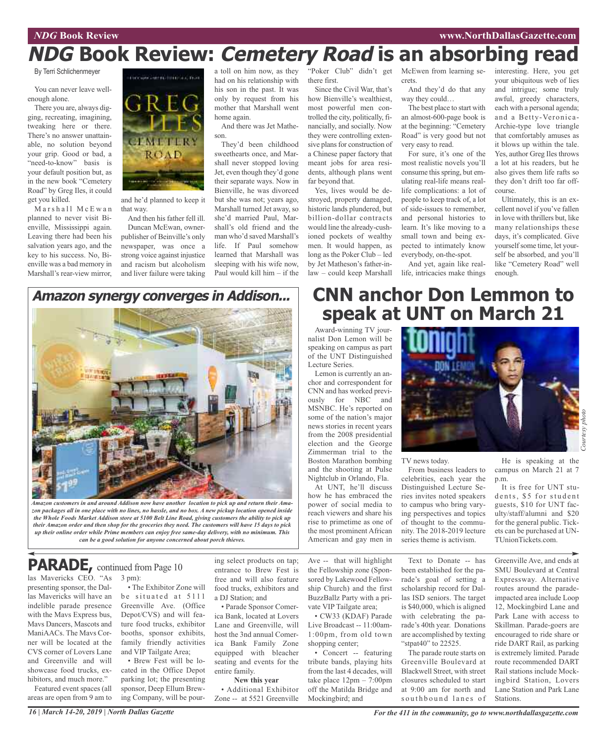# NDG Book Review: *Cemetery Road* is an absorbing read

By Terri Schlichenmeyer

You can never leave well-enough alone.

There you are, always digging, recreating, imagining, tweaking here or there. There's no answer unattainable, no solution beyond your grip. Good or bad, a "need-to-know" basis is your default position but, as in the new book "Cemetery Road" by Greg Iles, it could get you killed.

Marshall McEwan planned to never visit Bienville, Mississippi again. Leaving there had been his salvation years ago, and the key to his success. No, Bienville was a bad memory in Marshall's rear-view mirror, and he'd planned to keep it that way.

And then his father fell ill.

Duncan McEwan, owner-publisher of Beinville's only newspaper, was once a strong voice against injustice and racism but alcoholism and liver failure were taking a toll on him now, as they had on his relationship with his son in the past. It was only by request from his mother that Marshall went home again.

And there was Jet Matheson.

They'd been childhood sweethearts once, and Marshall never stopped loving Jet, even though they'd gone their separate ways. Now in Bienville, he was divorced but she was not; years ago, Marshall turned Jet away, so she'd married Paul, Marshall's old friend and the man who'd saved Marshall's life. If Paul somehow learned that Marshall was sleeping with his wife now, Paul would kill him – if the "Poker Club" didn't get there first.

Since the Civil War, that's how Bienville's wealthiest, most powerful men controlled the city, politically, financially, and socially. Now they were controlling extensive plans for construction of a Chinese paper factory that meant jobs for area residents, although plans went far beyond that.

Yes, lives would be destroyed, property damaged, historic lands plundered, but billion-dollar contracts would line the already-cushioned pockets of wealthy men. It would happen, as long as the Poker Club – led by Jet Matheson's father-in-law – could keep Marshall McEwen from learning secrets.

And they'd do that any way they could…

The best place to start with an almost-600-page book is at the beginning: "Cemetery Road" is very good but not very easy to read.

For sure, it's one of the most realistic novels you'll consume this spring, but emulating real-life means real-life complications: a lot of people to keep track of, a lot of side-issues to remember, and personal histories to learn. It's like moving to a small town and being expected to intimately know everybody, on-the-spot.

And yet, again like real-life, intricacies make things interesting. Here, you get your ubiquitous web of lies and intrigue; some truly awful, greedy characters, each with a personal agenda; and a Betty-Veronica-Archie-type love triangle that comfortably amuses as it blows up within the tale. Yes, author Greg Iles throws a lot at his readers, but he also gives them life rafts so they don't drift too far off-course.

Ultimately, this is an excellent novel if you've fallen in love with thrillers but, like many relationships these days, it's complicated. Give yourself some time, let yourself be absorbed, and you'll like "Cemetery Road" well enough.

## Amazon synergy converges in Addison...

*Amazon customers in and around Addison now have another location to pick up and return their Amazon packages all in one place with no lines, no hassle, and no box. A new pickup location opened inside the Whole Foods Market Addison store at 5100 Belt Line Road, giving customers the ability to pick up their Amazon order and then shop for the groceries they need. The customers will have 15 days to pick up their online order while Prime members can enjoy free same-day delivery, with no minimum. This can be a good solution for anyone concerned about porch thieves.*

## CNN anchor Don Lemmon to speak at UNT on March 21

Award-winning TV journalist Don Lemon will be speaking on campus as part of the UNT Distinguished Lecture Series.

Lemon is currently an anchor and correspondent for CNN and has worked previously for NBC and MSNBC. He's reported on some of the nation's major news stories in recent years from the 2008 presidential election and the George Zimmerman trial to the Boston Marathon bombing and the shooting at Pulse Nightclub in Orlando, Fla.

At UNT, he'll discuss how he has embraced the power of social media to reach viewers and share his rise to primetime as one of the most prominent African American and gay men in TV news today.

From business leaders to celebrities, each year the Distinguished Lecture Series invites noted speakers to campus who bring varying perspectives and topics of thought to the community. The 2018-2019 lecture series theme is activism.

He is speaking at the campus on March 21 at 7 p.m.

It is free for UNT students, $5 for student guests, $10 for UNT faculty/staff/alumni and $20 for the general public. Tickets can be purchased at UNTUnionTickets.com.

*Courtesy photo*

## PARADE, continued from Page 10

las Mavericks CEO. "As presenting sponsor, the Dallas Mavericks will have an indelible parade presence with the Mavs Express bus, Mavs Dancers, Mascots and ManiAACs. The Mavs Corner will be located at the CVS corner of Lovers Lane and Greenville and will showcase food trucks, exhibitors, and much more."

Featured event spaces (all areas are open from 9 am to 3 pm):

- The Exhibitor Zone will be situated at 5111 Greenville Ave. (Office Depot/CVS) and will feature food trucks, exhibitor booths, sponsor exhibits, family friendly activities and VIP Tailgate Area;
- Brew Fest will be located in the Office Depot parking lot; the presenting sponsor, Deep Ellum Brewing Company, will be pouring select products on tap; entrance to Brew Fest is free and will also feature food trucks, exhibitors and a DJ Station; and
- Parade Sponsor Comerica Bank, located at Lovers Lane and Greenville, will host the 3nd annual Comerica Bank Family Zone equipped with bleacher seating and events for the entire family.

**New this year**

- Additional Exhibitor Zone -- at 5521 Greenville Ave -- that will highlight the Fellowship zone (Sponsored by Lakewood Fellowship Church) and the first BuzzBallz Party with a private VIP Tailgate area;
- CW33 (KDAF) Parade Live Broadcast -- 11:00am-1:00pm, from old town shopping center;
- Concert -- featuring tribute bands, playing hits from the last 4 decades, will take place 12pm – 7:00pm off the Matilda Bridge and Mockingbird; and

Text to Donate -- has been established for the parade's goal of setting a scholarship record for Dallas ISD seniors. The target is $40,000, which is aligned with celebrating the parade's 40th year. Donations are accomplished by texting "stpat40" to 22525.

The parade route starts on Greenville Boulevard at Blackwell Street, with street closures scheduled to start at 9:00 am for north and southbound lanes of Greenville Ave, and ends at SMU Boulevard at Central Expressway. Alternative routes around the parade-impacted area include Loop 12, Mockingbird Lane and Park Lane with access to Skillman. Parade-goers are encouraged to ride share or ride DART Rail, as parking is extremely limited. Parade route recommended DART Rail stations include Mockingbird Station, Lovers Lane Station and Park Lane Stations.